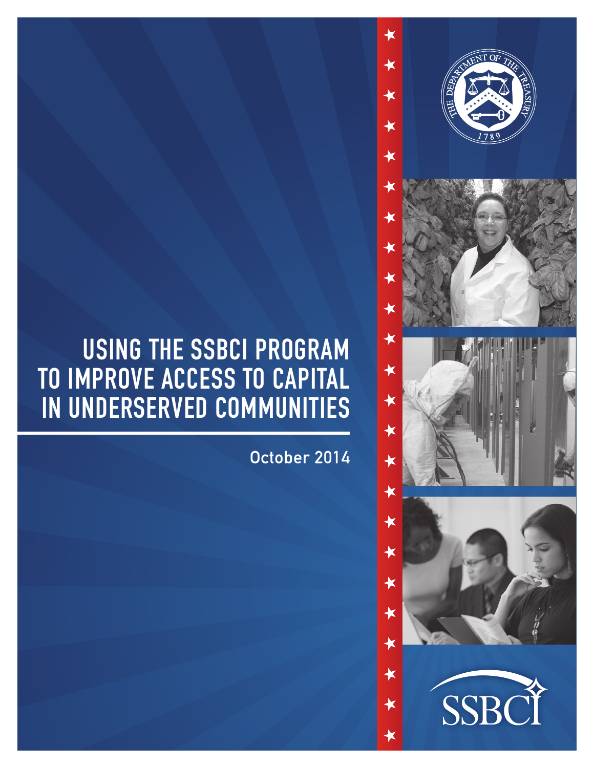# USING THE SSBCI PROGRAM TO IMPROVE ACCESS TO CAPITAL IN UNDERSERVED COMMUNITIES

October 2014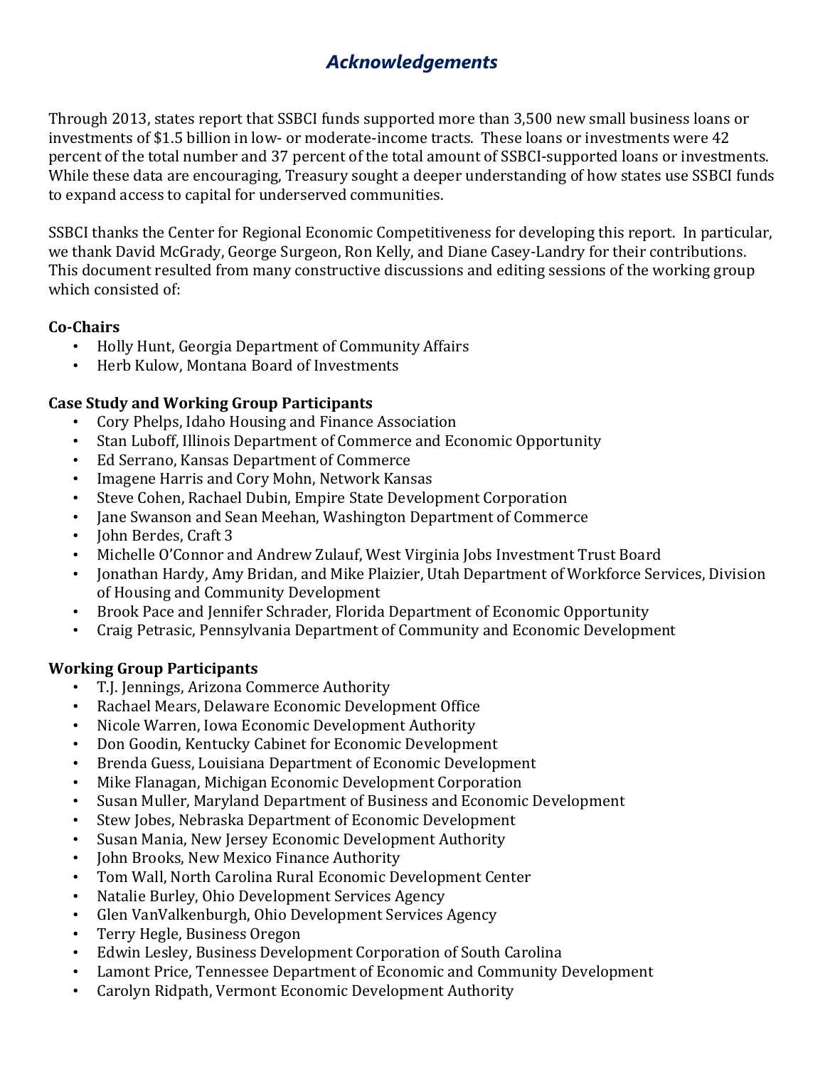# *Acknowledgements*

Through 2013, states report that SSBCI funds supported more than 3,500 new small business loans or investments of $1.5 billion in low- or moderate-income tracts. These loans or investments were 42 percent of the total number and 37 percent of the total amount of SSBCI-supported loans or investments. While these data are encouraging, Treasury sought a deeper understanding of how states use SSBCI funds to expand access to capital for underserved communities.

SSBCI thanks the Center for Regional Economic Competitiveness for developing this report. In particular, we thank David McGrady, George Surgeon, Ron Kelly, and Diane Casey-Landry for their contributions. This document resulted from many constructive discussions and editing sessions of the working group which consisted of:

**Co-Chairs**

- Holly Hunt, Georgia Department of Community Affairs
- Herb Kulow, Montana Board of Investments

**Case Study and Working Group Participants**

- Cory Phelps, Idaho Housing and Finance Association
- Stan Luboff, Illinois Department of Commerce and Economic Opportunity
- Ed Serrano, Kansas Department of Commerce
- Imagene Harris and Cory Mohn, Network Kansas
- Steve Cohen, Rachael Dubin, Empire State Development Corporation
- Jane Swanson and Sean Meehan, Washington Department of Commerce
- John Berdes, Craft 3
- Michelle O'Connor and Andrew Zulauf, West Virginia Jobs Investment Trust Board
- Jonathan Hardy, Amy Bridan, and Mike Plaizier, Utah Department of Workforce Services, Division of Housing and Community Development
- Brook Pace and Jennifer Schrader, Florida Department of Economic Opportunity
- Craig Petrasic, Pennsylvania Department of Community and Economic Development

**Working Group Participants**

- T.J. Jennings, Arizona Commerce Authority
- Rachael Mears, Delaware Economic Development Office
- Nicole Warren, Iowa Economic Development Authority
- Don Goodin, Kentucky Cabinet for Economic Development
- Brenda Guess, Louisiana Department of Economic Development
- Mike Flanagan, Michigan Economic Development Corporation
- Susan Muller, Maryland Department of Business and Economic Development
- Stew Jobes, Nebraska Department of Economic Development
- Susan Mania, New Jersey Economic Development Authority
- John Brooks, New Mexico Finance Authority
- Tom Wall, North Carolina Rural Economic Development Center
- Natalie Burley, Ohio Development Services Agency
- Glen VanValkenburgh, Ohio Development Services Agency
- Terry Hegle, Business Oregon
- Edwin Lesley, Business Development Corporation of South Carolina
- Lamont Price, Tennessee Department of Economic and Community Development
- Carolyn Ridpath, Vermont Economic Development Authority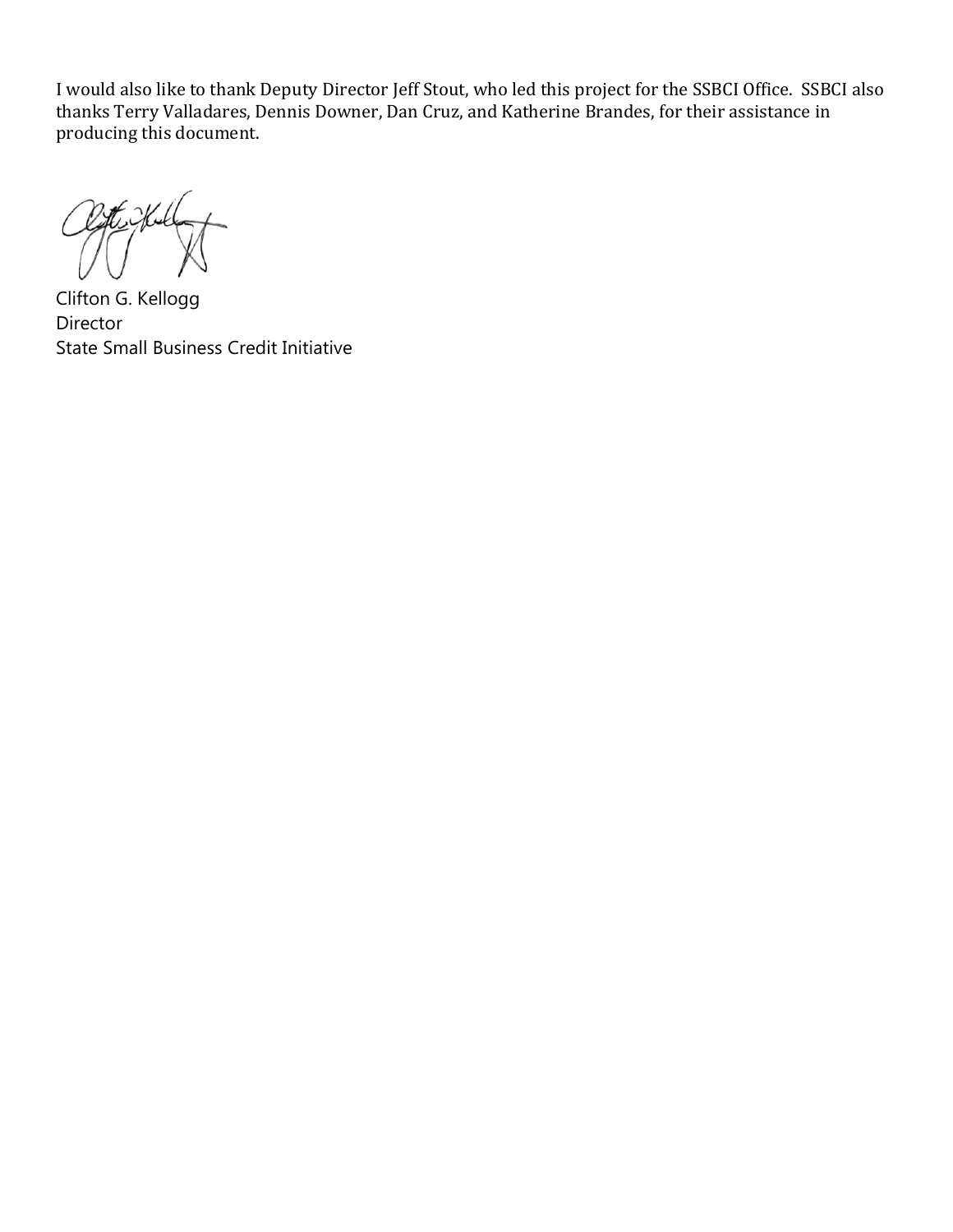I would also like to thank Deputy Director Jeff Stout, who led this project for the SSBCI Office. SSBCI also thanks Terry Valladares, Dennis Downer, Dan Cruz, and Katherine Brandes, for their assistance in producing this document.

Clifton G. Kellogg
Director
State Small Business Credit Initiative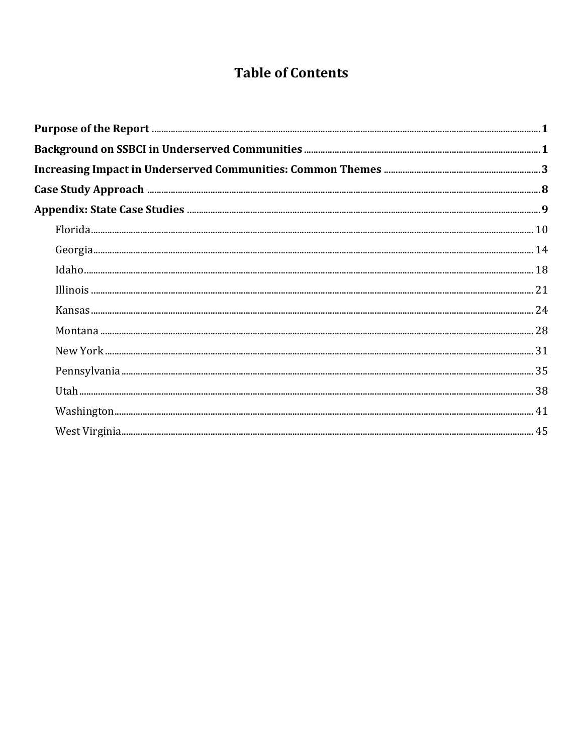# Table of Contents

**Purpose of the Report** ..... 1

**Background on SSBCI in Underserved Communities** ..... 1

**Increasing Impact in Underserved Communities: Common Themes** ..... 3

**Case Study Approach** ..... 8

**Appendix: State Case Studies** ..... 9

- Florida ..... 10
- Georgia ..... 14
- Idaho ..... 18
- Illinois ..... 21
- Kansas ..... 24
- Montana ..... 28
- New York ..... 31
- Pennsylvania ..... 35
- Utah ..... 38
- Washington ..... 41
- West Virginia ..... 45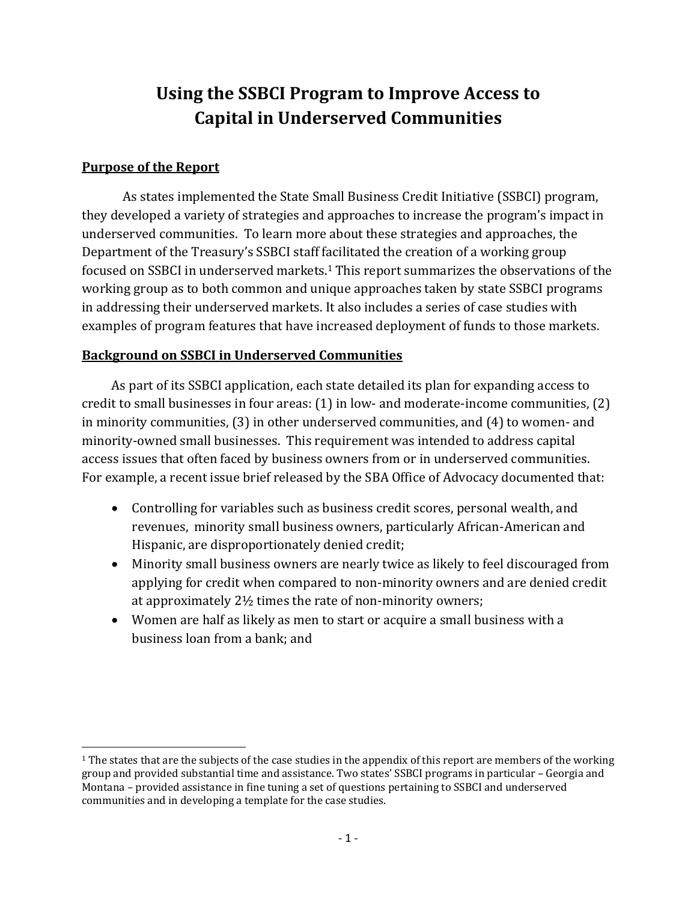# Using the SSBCI Program to Improve Access to Capital in Underserved Communities

## Purpose of the Report

As states implemented the State Small Business Credit Initiative (SSBCI) program, they developed a variety of strategies and approaches to increase the program's impact in underserved communities. To learn more about these strategies and approaches, the Department of the Treasury's SSBCI staff facilitated the creation of a working group focused on SSBCI in underserved markets.[1] This report summarizes the observations of the working group as to both common and unique approaches taken by state SSBCI programs in addressing their underserved markets. It also includes a series of case studies with examples of program features that have increased deployment of funds to those markets.

## Background on SSBCI in Underserved Communities

As part of its SSBCI application, each state detailed its plan for expanding access to credit to small businesses in four areas: (1) in low- and moderate-income communities, (2) in minority communities, (3) in other underserved communities, and (4) to women- and minority-owned small businesses. This requirement was intended to address capital access issues that often faced by business owners from or in underserved communities. For example, a recent issue brief released by the SBA Office of Advocacy documented that:

- Controlling for variables such as business credit scores, personal wealth, and revenues, minority small business owners, particularly African-American and Hispanic, are disproportionately denied credit;
- Minority small business owners are nearly twice as likely to feel discouraged from applying for credit when compared to non-minority owners and are denied credit at approximately 2½ times the rate of non-minority owners;
- Women are half as likely as men to start or acquire a small business with a business loan from a bank; and

---

[1] The states that are the subjects of the case studies in the appendix of this report are members of the working group and provided substantial time and assistance. Two states' SSBCI programs in particular – Georgia and Montana – provided assistance in fine tuning a set of questions pertaining to SSBCI and underserved communities and in developing a template for the case studies.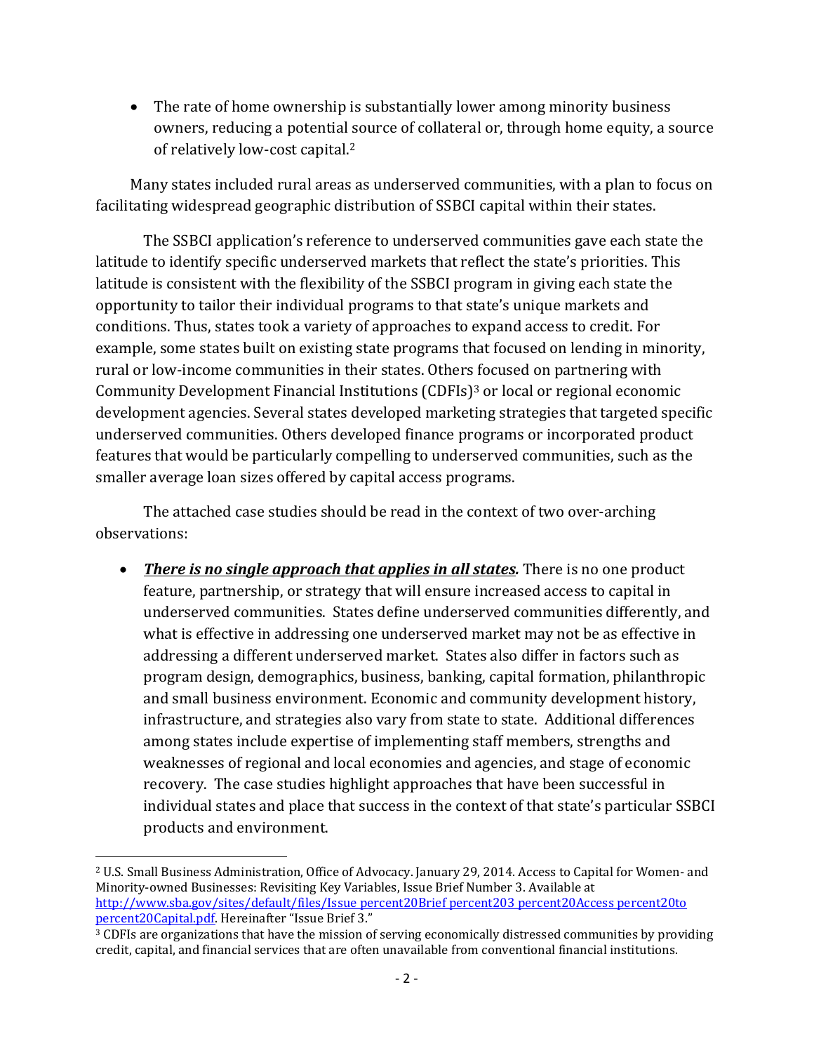- The rate of home ownership is substantially lower among minority business owners, reducing a potential source of collateral or, through home equity, a source of relatively low-cost capital.[2]

Many states included rural areas as underserved communities, with a plan to focus on facilitating widespread geographic distribution of SSBCI capital within their states.

The SSBCI application's reference to underserved communities gave each state the latitude to identify specific underserved markets that reflect the state's priorities. This latitude is consistent with the flexibility of the SSBCI program in giving each state the opportunity to tailor their individual programs to that state's unique markets and conditions. Thus, states took a variety of approaches to expand access to credit. For example, some states built on existing state programs that focused on lending in minority, rural or low-income communities in their states. Others focused on partnering with Community Development Financial Institutions (CDFIs)[3] or local or regional economic development agencies. Several states developed marketing strategies that targeted specific underserved communities. Others developed finance programs or incorporated product features that would be particularly compelling to underserved communities, such as the smaller average loan sizes offered by capital access programs.

The attached case studies should be read in the context of two over-arching observations:

- ***There is no single approach that applies in all states.*** There is no one product feature, partnership, or strategy that will ensure increased access to capital in underserved communities. States define underserved communities differently, and what is effective in addressing one underserved market may not be as effective in addressing a different underserved market. States also differ in factors such as program design, demographics, business, banking, capital formation, philanthropic and small business environment. Economic and community development history, infrastructure, and strategies also vary from state to state. Additional differences among states include expertise of implementing staff members, strengths and weaknesses of regional and local economies and agencies, and stage of economic recovery. The case studies highlight approaches that have been successful in individual states and place that success in the context of that state's particular SSBCI products and environment.

---

[2] U.S. Small Business Administration, Office of Advocacy. January 29, 2014. Access to Capital for Women- and Minority-owned Businesses: Revisiting Key Variables, Issue Brief Number 3. Available at http://www.sba.gov/sites/default/files/Issue percent20Brief percent203 percent20Access percent20to percent20Capital.pdf. Hereinafter "Issue Brief 3."

[3] CDFIs are organizations that have the mission of serving economically distressed communities by providing credit, capital, and financial services that are often unavailable from conventional financial institutions.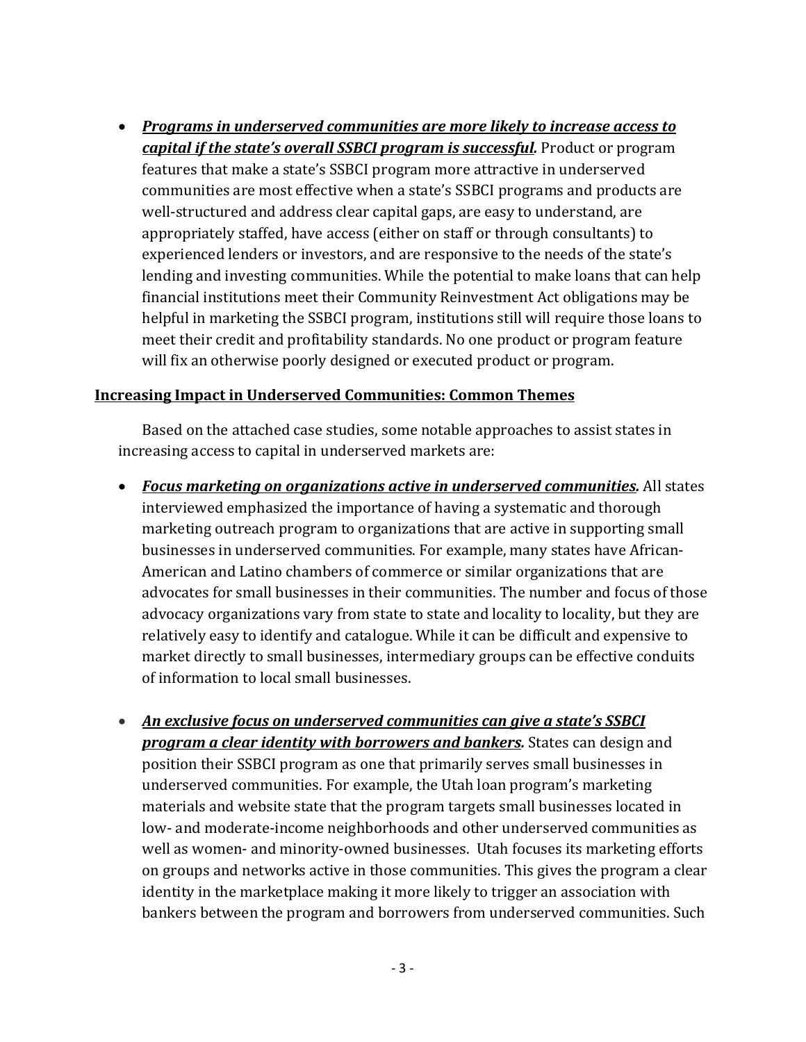- ***Programs in underserved communities are more likely to increase access to capital if the state's overall SSBCI program is successful.*** Product or program features that make a state's SSBCI program more attractive in underserved communities are most effective when a state's SSBCI programs and products are well-structured and address clear capital gaps, are easy to understand, are appropriately staffed, have access (either on staff or through consultants) to experienced lenders or investors, and are responsive to the needs of the state's lending and investing communities. While the potential to make loans that can help financial institutions meet their Community Reinvestment Act obligations may be helpful in marketing the SSBCI program, institutions still will require those loans to meet their credit and profitability standards. No one product or program feature will fix an otherwise poorly designed or executed product or program.

## Increasing Impact in Underserved Communities: Common Themes

Based on the attached case studies, some notable approaches to assist states in increasing access to capital in underserved markets are:

- ***Focus marketing on organizations active in underserved communities.*** All states interviewed emphasized the importance of having a systematic and thorough marketing outreach program to organizations that are active in supporting small businesses in underserved communities. For example, many states have African-American and Latino chambers of commerce or similar organizations that are advocates for small businesses in their communities. The number and focus of those advocacy organizations vary from state to state and locality to locality, but they are relatively easy to identify and catalogue. While it can be difficult and expensive to market directly to small businesses, intermediary groups can be effective conduits of information to local small businesses.

- ***An exclusive focus on underserved communities can give a state's SSBCI program a clear identity with borrowers and bankers.*** States can design and position their SSBCI program as one that primarily serves small businesses in underserved communities. For example, the Utah loan program's marketing materials and website state that the program targets small businesses located in low- and moderate-income neighborhoods and other underserved communities as well as women- and minority-owned businesses. Utah focuses its marketing efforts on groups and networks active in those communities. This gives the program a clear identity in the marketplace making it more likely to trigger an association with bankers between the program and borrowers from underserved communities. Such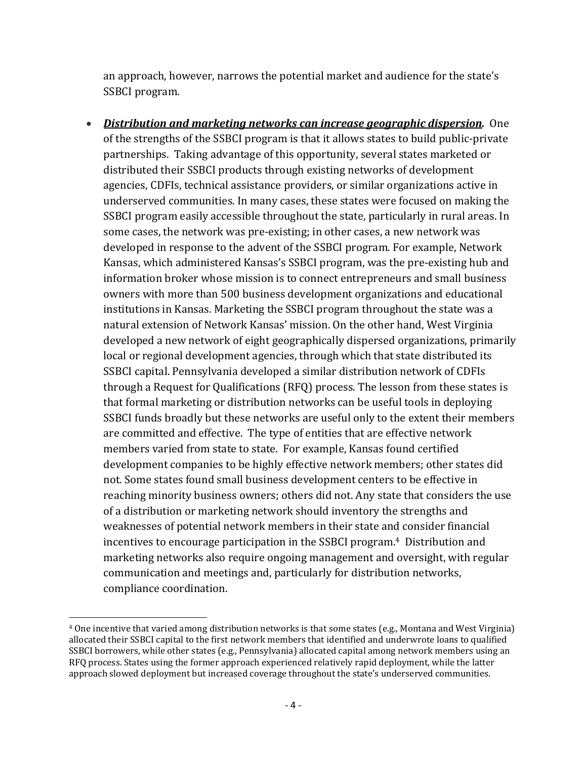an approach, however, narrows the potential market and audience for the state's SSBCI program.

- ***<u>Distribution and marketing networks can increase geographic dispersion</u>.*** One of the strengths of the SSBCI program is that it allows states to build public-private partnerships. Taking advantage of this opportunity, several states marketed or distributed their SSBCI products through existing networks of development agencies, CDFIs, technical assistance providers, or similar organizations active in underserved communities. In many cases, these states were focused on making the SSBCI program easily accessible throughout the state, particularly in rural areas. In some cases, the network was pre-existing; in other cases, a new network was developed in response to the advent of the SSBCI program. For example, Network Kansas, which administered Kansas's SSBCI program, was the pre-existing hub and information broker whose mission is to connect entrepreneurs and small business owners with more than 500 business development organizations and educational institutions in Kansas. Marketing the SSBCI program throughout the state was a natural extension of Network Kansas' mission. On the other hand, West Virginia developed a new network of eight geographically dispersed organizations, primarily local or regional development agencies, through which that state distributed its SSBCI capital. Pennsylvania developed a similar distribution network of CDFIs through a Request for Qualifications (RFQ) process. The lesson from these states is that formal marketing or distribution networks can be useful tools in deploying SSBCI funds broadly but these networks are useful only to the extent their members are committed and effective. The type of entities that are effective network members varied from state to state. For example, Kansas found certified development companies to be highly effective network members; other states did not. Some states found small business development centers to be effective in reaching minority business owners; others did not. Any state that considers the use of a distribution or marketing network should inventory the strengths and weaknesses of potential network members in their state and consider financial incentives to encourage participation in the SSBCI program.[4] Distribution and marketing networks also require ongoing management and oversight, with regular communication and meetings and, particularly for distribution networks, compliance coordination.

[4] One incentive that varied among distribution networks is that some states (e.g., Montana and West Virginia) allocated their SSBCI capital to the first network members that identified and underwrote loans to qualified SSBCI borrowers, while other states (e.g., Pennsylvania) allocated capital among network members using an RFQ process. States using the former approach experienced relatively rapid deployment, while the latter approach slowed deployment but increased coverage throughout the state's underserved communities.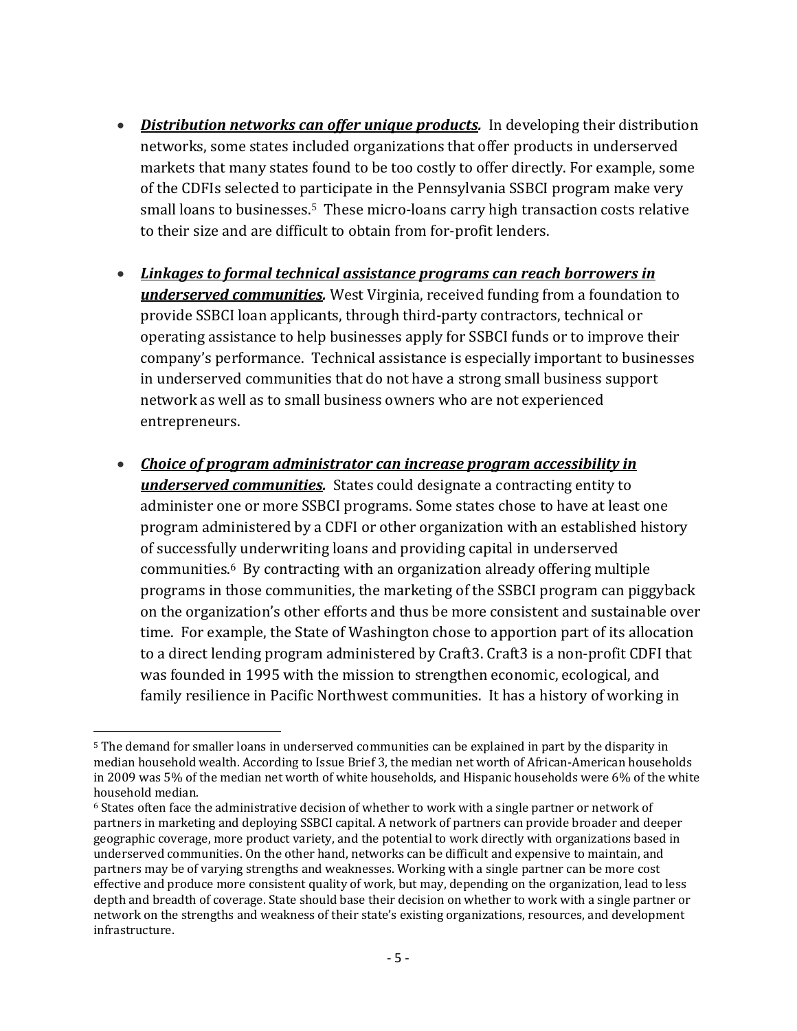- ***Distribution networks can offer unique products.*** In developing their distribution networks, some states included organizations that offer products in underserved markets that many states found to be too costly to offer directly. For example, some of the CDFIs selected to participate in the Pennsylvania SSBCI program make very small loans to businesses.[5] These micro-loans carry high transaction costs relative to their size and are difficult to obtain from for-profit lenders.

- ***Linkages to formal technical assistance programs can reach borrowers in underserved communities.*** West Virginia, received funding from a foundation to provide SSBCI loan applicants, through third-party contractors, technical or operating assistance to help businesses apply for SSBCI funds or to improve their company's performance. Technical assistance is especially important to businesses in underserved communities that do not have a strong small business support network as well as to small business owners who are not experienced entrepreneurs.

- ***Choice of program administrator can increase program accessibility in underserved communities.*** States could designate a contracting entity to administer one or more SSBCI programs. Some states chose to have at least one program administered by a CDFI or other organization with an established history of successfully underwriting loans and providing capital in underserved communities.[6] By contracting with an organization already offering multiple programs in those communities, the marketing of the SSBCI program can piggyback on the organization's other efforts and thus be more consistent and sustainable over time. For example, the State of Washington chose to apportion part of its allocation to a direct lending program administered by Craft3. Craft3 is a non-profit CDFI that was founded in 1995 with the mission to strengthen economic, ecological, and family resilience in Pacific Northwest communities. It has a history of working in

---

[5] The demand for smaller loans in underserved communities can be explained in part by the disparity in median household wealth. According to Issue Brief 3, the median net worth of African-American households in 2009 was 5% of the median net worth of white households, and Hispanic households were 6% of the white household median.

[6] States often face the administrative decision of whether to work with a single partner or network of partners in marketing and deploying SSBCI capital. A network of partners can provide broader and deeper geographic coverage, more product variety, and the potential to work directly with organizations based in underserved communities. On the other hand, networks can be difficult and expensive to maintain, and partners may be of varying strengths and weaknesses. Working with a single partner can be more cost effective and produce more consistent quality of work, but may, depending on the organization, lead to less depth and breadth of coverage. State should base their decision on whether to work with a single partner or network on the strengths and weakness of their state's existing organizations, resources, and development infrastructure.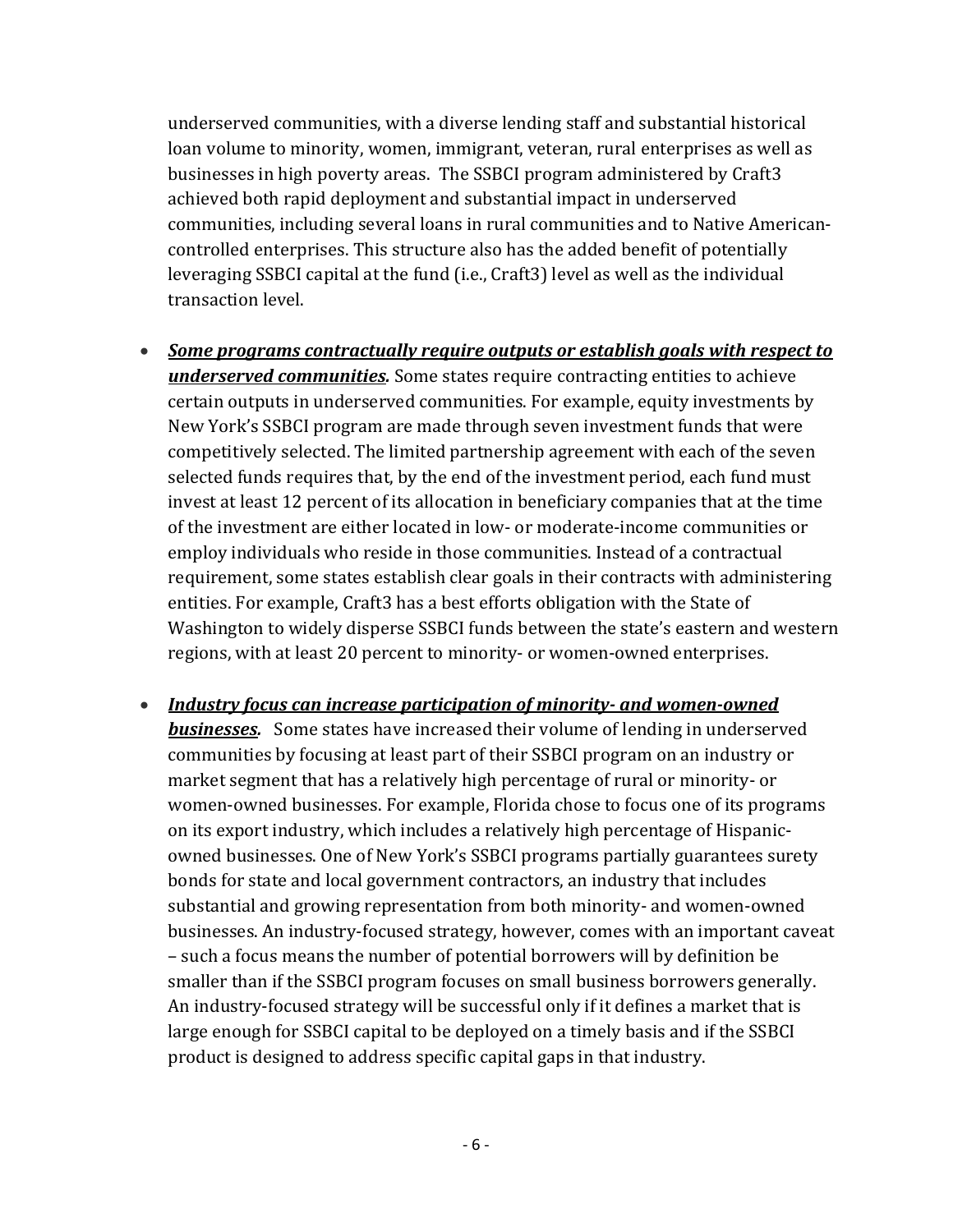underserved communities, with a diverse lending staff and substantial historical loan volume to minority, women, immigrant, veteran, rural enterprises as well as businesses in high poverty areas. The SSBCI program administered by Craft3 achieved both rapid deployment and substantial impact in underserved communities, including several loans in rural communities and to Native American-controlled enterprises. This structure also has the added benefit of potentially leveraging SSBCI capital at the fund (i.e., Craft3) level as well as the individual transaction level.

- ***Some programs contractually require outputs or establish goals with respect to underserved communities.*** Some states require contracting entities to achieve certain outputs in underserved communities. For example, equity investments by New York's SSBCI program are made through seven investment funds that were competitively selected. The limited partnership agreement with each of the seven selected funds requires that, by the end of the investment period, each fund must invest at least 12 percent of its allocation in beneficiary companies that at the time of the investment are either located in low- or moderate-income communities or employ individuals who reside in those communities. Instead of a contractual requirement, some states establish clear goals in their contracts with administering entities. For example, Craft3 has a best efforts obligation with the State of Washington to widely disperse SSBCI funds between the state's eastern and western regions, with at least 20 percent to minority- or women-owned enterprises.

- ***Industry focus can increase participation of minority- and women-owned businesses.*** Some states have increased their volume of lending in underserved communities by focusing at least part of their SSBCI program on an industry or market segment that has a relatively high percentage of rural or minority- or women-owned businesses. For example, Florida chose to focus one of its programs on its export industry, which includes a relatively high percentage of Hispanic-owned businesses. One of New York's SSBCI programs partially guarantees surety bonds for state and local government contractors, an industry that includes substantial and growing representation from both minority- and women-owned businesses. An industry-focused strategy, however, comes with an important caveat – such a focus means the number of potential borrowers will by definition be smaller than if the SSBCI program focuses on small business borrowers generally. An industry-focused strategy will be successful only if it defines a market that is large enough for SSBCI capital to be deployed on a timely basis and if the SSBCI product is designed to address specific capital gaps in that industry.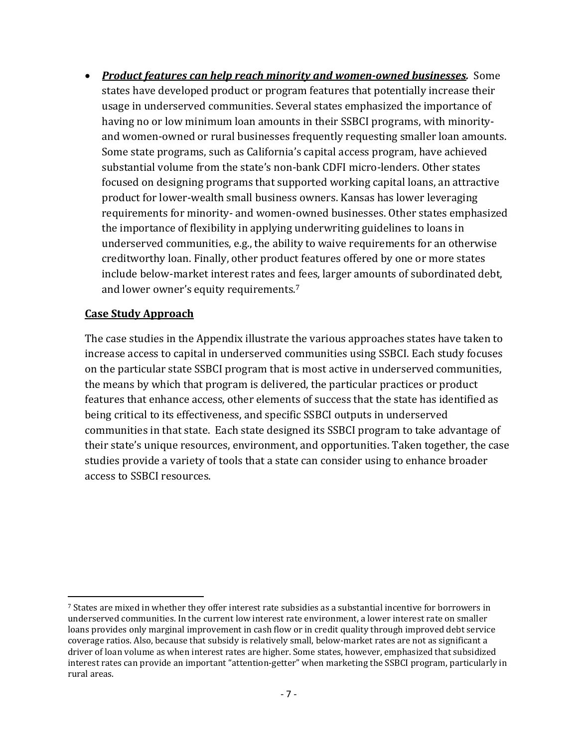- ***Product features can help reach minority and women-owned businesses.*** Some states have developed product or program features that potentially increase their usage in underserved communities. Several states emphasized the importance of having no or low minimum loan amounts in their SSBCI programs, with minority- and women-owned or rural businesses frequently requesting smaller loan amounts. Some state programs, such as California's capital access program, have achieved substantial volume from the state's non-bank CDFI micro-lenders. Other states focused on designing programs that supported working capital loans, an attractive product for lower-wealth small business owners. Kansas has lower leveraging requirements for minority- and women-owned businesses. Other states emphasized the importance of flexibility in applying underwriting guidelines to loans in underserved communities, e.g., the ability to waive requirements for an otherwise creditworthy loan. Finally, other product features offered by one or more states include below-market interest rates and fees, larger amounts of subordinated debt, and lower owner's equity requirements.[7]

## Case Study Approach

The case studies in the Appendix illustrate the various approaches states have taken to increase access to capital in underserved communities using SSBCI. Each study focuses on the particular state SSBCI program that is most active in underserved communities, the means by which that program is delivered, the particular practices or product features that enhance access, other elements of success that the state has identified as being critical to its effectiveness, and specific SSBCI outputs in underserved communities in that state. Each state designed its SSBCI program to take advantage of their state's unique resources, environment, and opportunities. Taken together, the case studies provide a variety of tools that a state can consider using to enhance broader access to SSBCI resources.

[7] States are mixed in whether they offer interest rate subsidies as a substantial incentive for borrowers in underserved communities. In the current low interest rate environment, a lower interest rate on smaller loans provides only marginal improvement in cash flow or in credit quality through improved debt service coverage ratios. Also, because that subsidy is relatively small, below-market rates are not as significant a driver of loan volume as when interest rates are higher. Some states, however, emphasized that subsidized interest rates can provide an important "attention-getter" when marketing the SSBCI program, particularly in rural areas.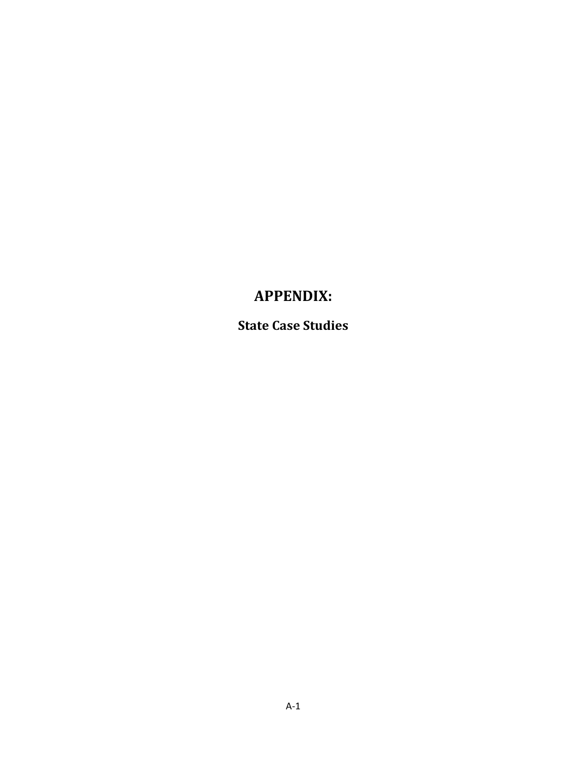# APPENDIX:

## State Case Studies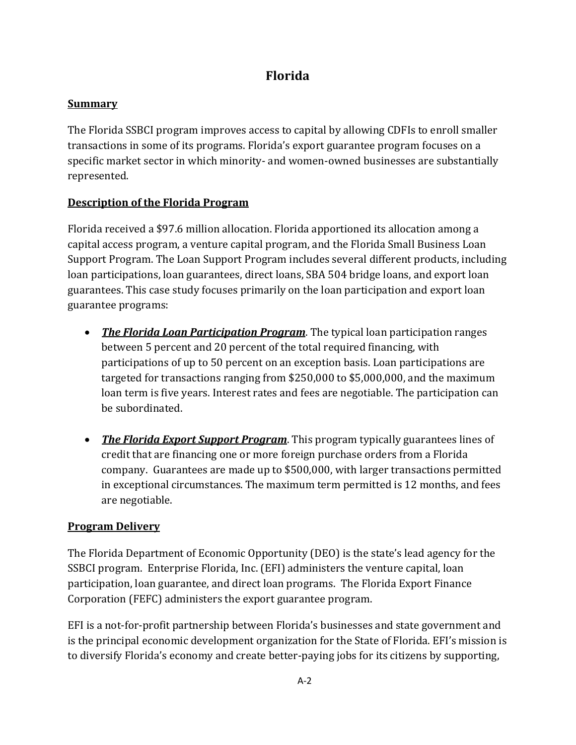# Florida

## Summary

The Florida SSBCI program improves access to capital by allowing CDFIs to enroll smaller transactions in some of its programs. Florida's export guarantee program focuses on a specific market sector in which minority- and women-owned businesses are substantially represented.

## Description of the Florida Program

Florida received a $97.6 million allocation. Florida apportioned its allocation among a capital access program, a venture capital program, and the Florida Small Business Loan Support Program. The Loan Support Program includes several different products, including loan participations, loan guarantees, direct loans, SBA 504 bridge loans, and export loan guarantees. This case study focuses primarily on the loan participation and export loan guarantee programs:

- ***The Florida Loan Participation Program***. The typical loan participation ranges between 5 percent and 20 percent of the total required financing, with participations of up to 50 percent on an exception basis. Loan participations are targeted for transactions ranging from $250,000 to $5,000,000, and the maximum loan term is five years. Interest rates and fees are negotiable. The participation can be subordinated.

- ***The Florida Export Support Program***. This program typically guarantees lines of credit that are financing one or more foreign purchase orders from a Florida company. Guarantees are made up to $500,000, with larger transactions permitted in exceptional circumstances. The maximum term permitted is 12 months, and fees are negotiable.

## Program Delivery

The Florida Department of Economic Opportunity (DEO) is the state's lead agency for the SSBCI program. Enterprise Florida, Inc. (EFI) administers the venture capital, loan participation, loan guarantee, and direct loan programs. The Florida Export Finance Corporation (FEFC) administers the export guarantee program.

EFI is a not-for-profit partnership between Florida's businesses and state government and is the principal economic development organization for the State of Florida. EFI's mission is to diversify Florida's economy and create better-paying jobs for its citizens by supporting,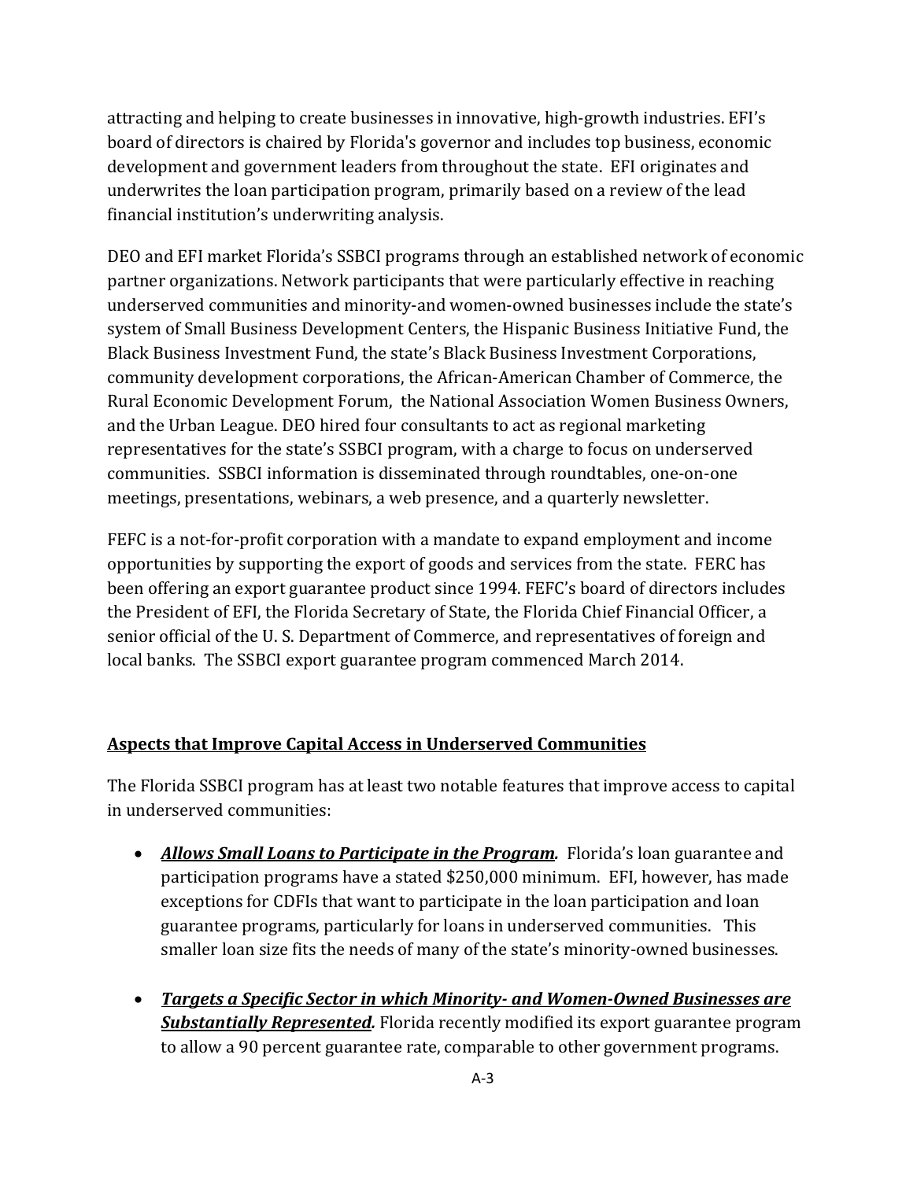attracting and helping to create businesses in innovative, high-growth industries. EFI's board of directors is chaired by Florida's governor and includes top business, economic development and government leaders from throughout the state. EFI originates and underwrites the loan participation program, primarily based on a review of the lead financial institution's underwriting analysis.

DEO and EFI market Florida's SSBCI programs through an established network of economic partner organizations. Network participants that were particularly effective in reaching underserved communities and minority-and women-owned businesses include the state's system of Small Business Development Centers, the Hispanic Business Initiative Fund, the Black Business Investment Fund, the state's Black Business Investment Corporations, community development corporations, the African-American Chamber of Commerce, the Rural Economic Development Forum, the National Association Women Business Owners, and the Urban League. DEO hired four consultants to act as regional marketing representatives for the state's SSBCI program, with a charge to focus on underserved communities. SSBCI information is disseminated through roundtables, one-on-one meetings, presentations, webinars, a web presence, and a quarterly newsletter.

FEFC is a not-for-profit corporation with a mandate to expand employment and income opportunities by supporting the export of goods and services from the state. FERC has been offering an export guarantee product since 1994. FEFC's board of directors includes the President of EFI, the Florida Secretary of State, the Florida Chief Financial Officer, a senior official of the U. S. Department of Commerce, and representatives of foreign and local banks. The SSBCI export guarantee program commenced March 2014.

## Aspects that Improve Capital Access in Underserved Communities

The Florida SSBCI program has at least two notable features that improve access to capital in underserved communities:

- ***Allows Small Loans to Participate in the Program.*** Florida's loan guarantee and participation programs have a stated $250,000 minimum. EFI, however, has made exceptions for CDFIs that want to participate in the loan participation and loan guarantee programs, particularly for loans in underserved communities. This smaller loan size fits the needs of many of the state's minority-owned businesses.

- ***Targets a Specific Sector in which Minority- and Women-Owned Businesses are Substantially Represented.*** Florida recently modified its export guarantee program to allow a 90 percent guarantee rate, comparable to other government programs.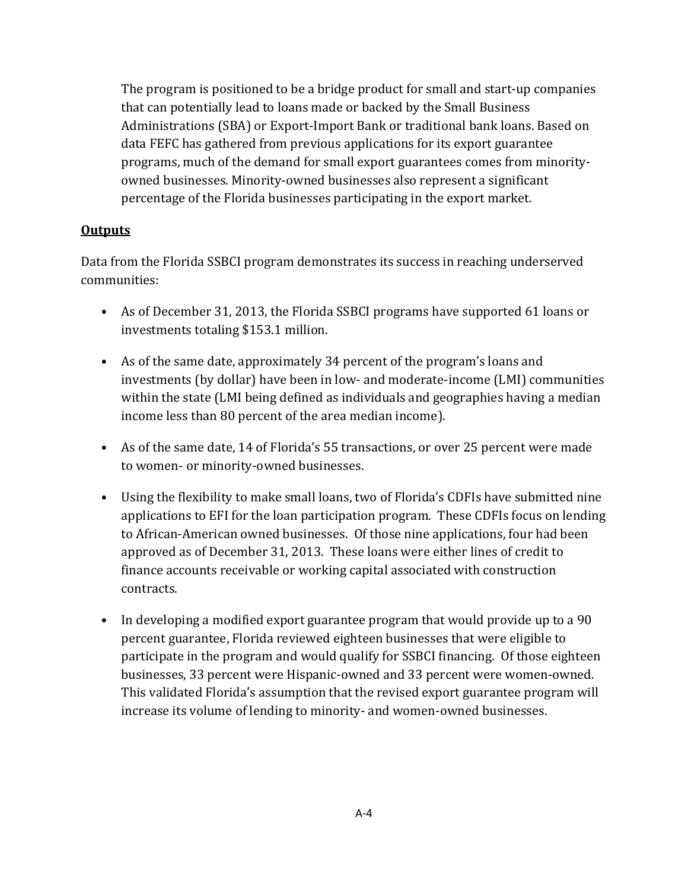The program is positioned to be a bridge product for small and start-up companies that can potentially lead to loans made or backed by the Small Business Administrations (SBA) or Export-Import Bank or traditional bank loans. Based on data FEFC has gathered from previous applications for its export guarantee programs, much of the demand for small export guarantees comes from minority-owned businesses. Minority-owned businesses also represent a significant percentage of the Florida businesses participating in the export market.

**<u>Outputs</u>**

Data from the Florida SSBCI program demonstrates its success in reaching underserved communities:

- As of December 31, 2013, the Florida SSBCI programs have supported 61 loans or investments totaling $153.1 million.
- As of the same date, approximately 34 percent of the program's loans and investments (by dollar) have been in low- and moderate-income (LMI) communities within the state (LMI being defined as individuals and geographies having a median income less than 80 percent of the area median income).
- As of the same date, 14 of Florida's 55 transactions, or over 25 percent were made to women- or minority-owned businesses.
- Using the flexibility to make small loans, two of Florida's CDFIs have submitted nine applications to EFI for the loan participation program. These CDFIs focus on lending to African-American owned businesses. Of those nine applications, four had been approved as of December 31, 2013. These loans were either lines of credit to finance accounts receivable or working capital associated with construction contracts.
- In developing a modified export guarantee program that would provide up to a 90 percent guarantee, Florida reviewed eighteen businesses that were eligible to participate in the program and would qualify for SSBCI financing. Of those eighteen businesses, 33 percent were Hispanic-owned and 33 percent were women-owned. This validated Florida's assumption that the revised export guarantee program will increase its volume of lending to minority- and women-owned businesses.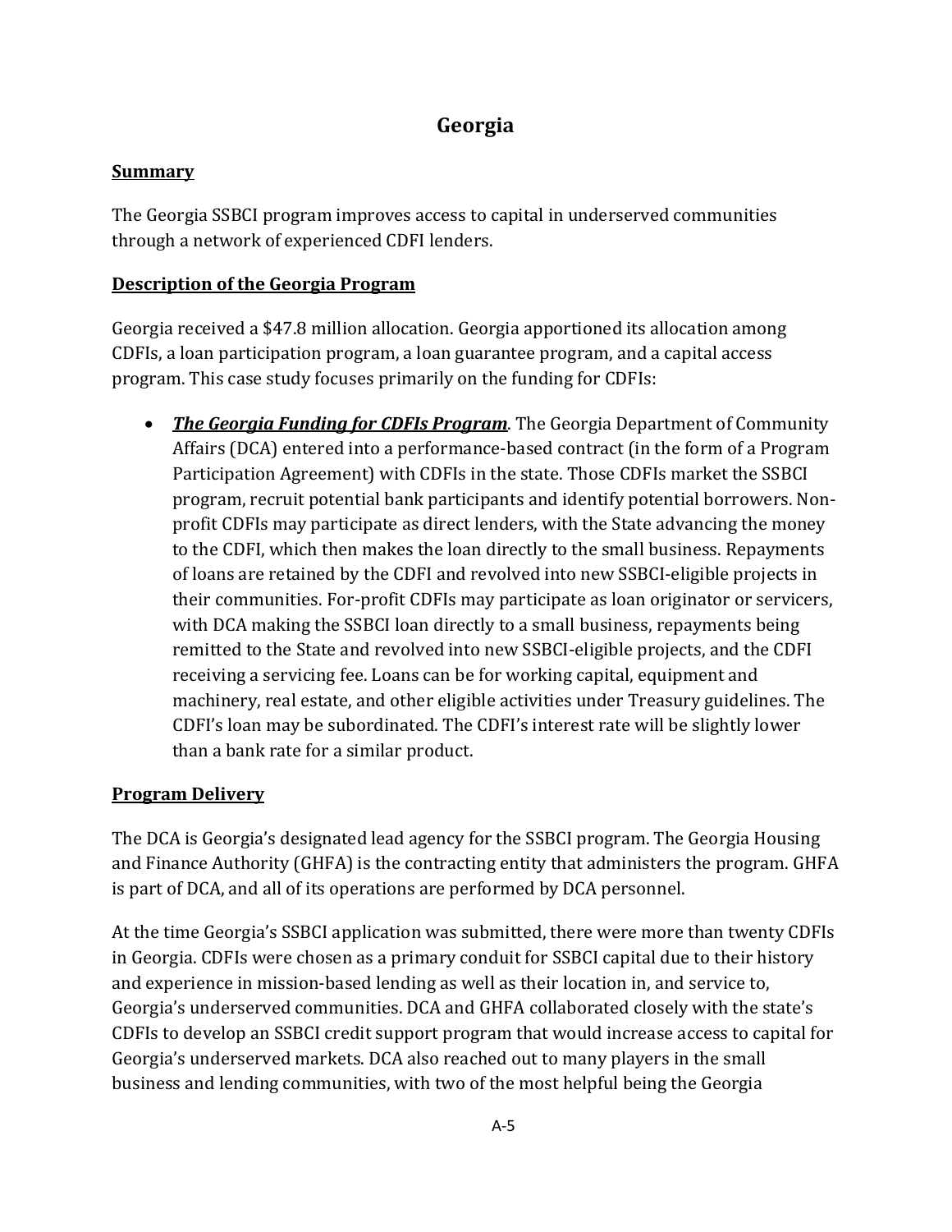# Georgia

## Summary

The Georgia SSBCI program improves access to capital in underserved communities through a network of experienced CDFI lenders.

## Description of the Georgia Program

Georgia received a $47.8 million allocation. Georgia apportioned its allocation among CDFIs, a loan participation program, a loan guarantee program, and a capital access program. This case study focuses primarily on the funding for CDFIs:

- ***The Georgia Funding for CDFIs Program***. The Georgia Department of Community Affairs (DCA) entered into a performance-based contract (in the form of a Program Participation Agreement) with CDFIs in the state. Those CDFIs market the SSBCI program, recruit potential bank participants and identify potential borrowers. Non-profit CDFIs may participate as direct lenders, with the State advancing the money to the CDFI, which then makes the loan directly to the small business. Repayments of loans are retained by the CDFI and revolved into new SSBCI-eligible projects in their communities. For-profit CDFIs may participate as loan originator or servicers, with DCA making the SSBCI loan directly to a small business, repayments being remitted to the State and revolved into new SSBCI-eligible projects, and the CDFI receiving a servicing fee. Loans can be for working capital, equipment and machinery, real estate, and other eligible activities under Treasury guidelines. The CDFI's loan may be subordinated. The CDFI's interest rate will be slightly lower than a bank rate for a similar product.

## Program Delivery

The DCA is Georgia's designated lead agency for the SSBCI program. The Georgia Housing and Finance Authority (GHFA) is the contracting entity that administers the program. GHFA is part of DCA, and all of its operations are performed by DCA personnel.

At the time Georgia's SSBCI application was submitted, there were more than twenty CDFIs in Georgia. CDFIs were chosen as a primary conduit for SSBCI capital due to their history and experience in mission-based lending as well as their location in, and service to, Georgia's underserved communities. DCA and GHFA collaborated closely with the state's CDFIs to develop an SSBCI credit support program that would increase access to capital for Georgia's underserved markets. DCA also reached out to many players in the small business and lending communities, with two of the most helpful being the Georgia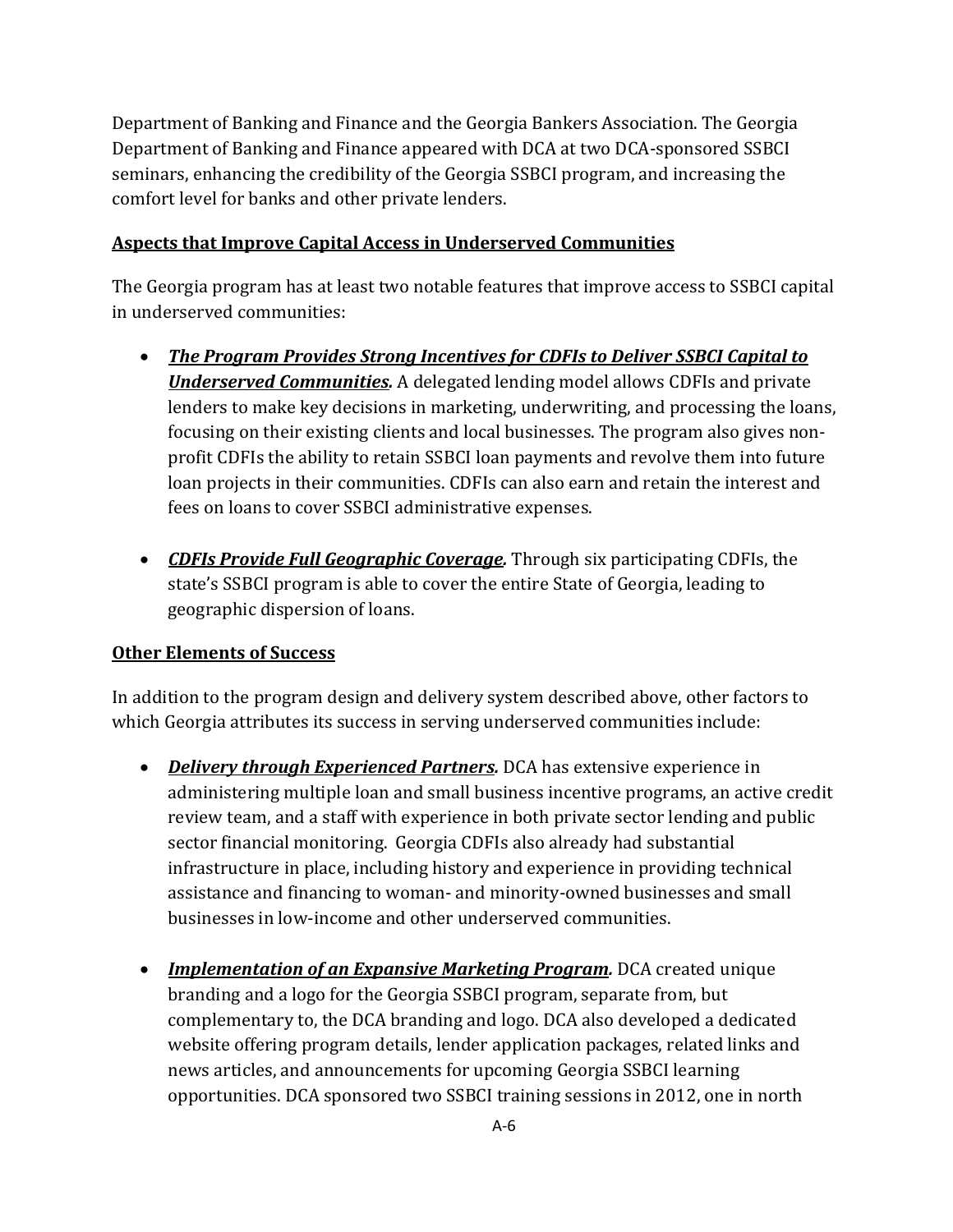Department of Banking and Finance and the Georgia Bankers Association. The Georgia Department of Banking and Finance appeared with DCA at two DCA-sponsored SSBCI seminars, enhancing the credibility of the Georgia SSBCI program, and increasing the comfort level for banks and other private lenders.

**Aspects that Improve Capital Access in Underserved Communities**

The Georgia program has at least two notable features that improve access to SSBCI capital in underserved communities:

- ***The Program Provides Strong Incentives for CDFIs to Deliver SSBCI Capital to Underserved Communities.*** A delegated lending model allows CDFIs and private lenders to make key decisions in marketing, underwriting, and processing the loans, focusing on their existing clients and local businesses. The program also gives non-profit CDFIs the ability to retain SSBCI loan payments and revolve them into future loan projects in their communities. CDFIs can also earn and retain the interest and fees on loans to cover SSBCI administrative expenses.

- ***CDFIs Provide Full Geographic Coverage.*** Through six participating CDFIs, the state's SSBCI program is able to cover the entire State of Georgia, leading to geographic dispersion of loans.

**Other Elements of Success**

In addition to the program design and delivery system described above, other factors to which Georgia attributes its success in serving underserved communities include:

- ***Delivery through Experienced Partners.*** DCA has extensive experience in administering multiple loan and small business incentive programs, an active credit review team, and a staff with experience in both private sector lending and public sector financial monitoring. Georgia CDFIs also already had substantial infrastructure in place, including history and experience in providing technical assistance and financing to woman- and minority-owned businesses and small businesses in low-income and other underserved communities.

- ***Implementation of an Expansive Marketing Program.*** DCA created unique branding and a logo for the Georgia SSBCI program, separate from, but complementary to, the DCA branding and logo. DCA also developed a dedicated website offering program details, lender application packages, related links and news articles, and announcements for upcoming Georgia SSBCI learning opportunities. DCA sponsored two SSBCI training sessions in 2012, one in north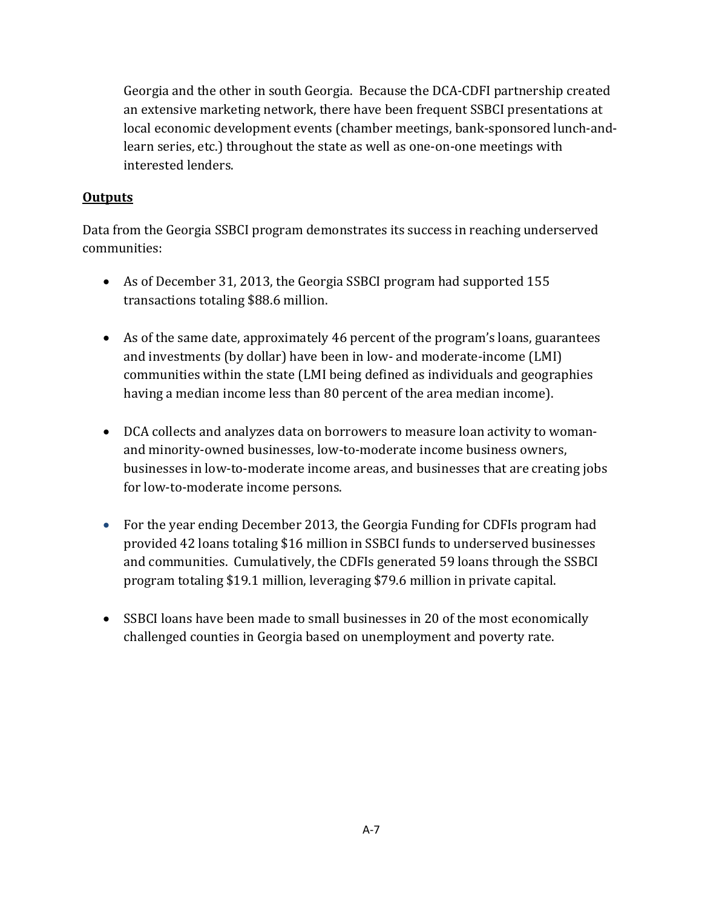Georgia and the other in south Georgia. Because the DCA-CDFI partnership created an extensive marketing network, there have been frequent SSBCI presentations at local economic development events (chamber meetings, bank-sponsored lunch-and-learn series, etc.) throughout the state as well as one-on-one meetings with interested lenders.

**Outputs**

Data from the Georgia SSBCI program demonstrates its success in reaching underserved communities:

- As of December 31, 2013, the Georgia SSBCI program had supported 155 transactions totaling $88.6 million.

- As of the same date, approximately 46 percent of the program's loans, guarantees and investments (by dollar) have been in low- and moderate-income (LMI) communities within the state (LMI being defined as individuals and geographies having a median income less than 80 percent of the area median income).

- DCA collects and analyzes data on borrowers to measure loan activity to woman- and minority-owned businesses, low-to-moderate income business owners, businesses in low-to-moderate income areas, and businesses that are creating jobs for low-to-moderate income persons.

- For the year ending December 2013, the Georgia Funding for CDFIs program had provided 42 loans totaling $16 million in SSBCI funds to underserved businesses and communities. Cumulatively, the CDFIs generated 59 loans through the SSBCI program totaling $19.1 million, leveraging $79.6 million in private capital.

- SSBCI loans have been made to small businesses in 20 of the most economically challenged counties in Georgia based on unemployment and poverty rate.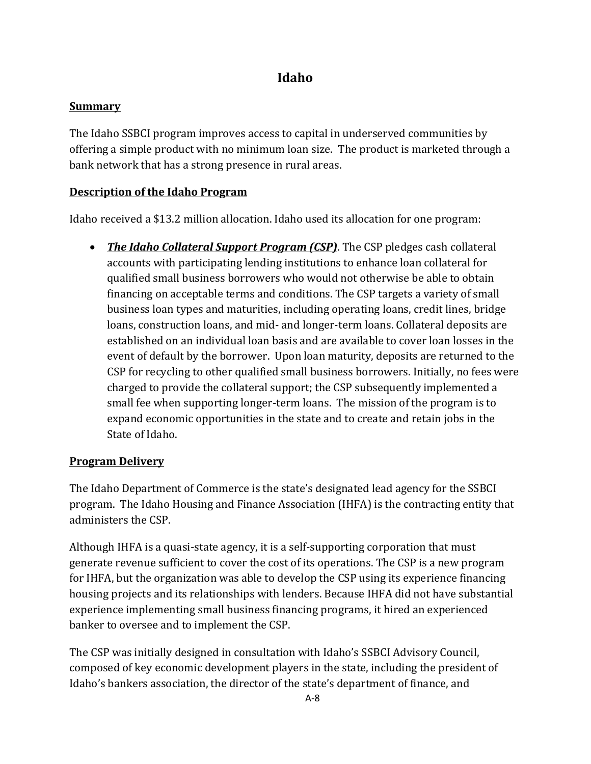# Idaho

**Summary**

The Idaho SSBCI program improves access to capital in underserved communities by offering a simple product with no minimum loan size. The product is marketed through a bank network that has a strong presence in rural areas.

**Description of the Idaho Program**

Idaho received a $13.2 million allocation. Idaho used its allocation for one program:

- ***The Idaho Collateral Support Program (CSP)***. The CSP pledges cash collateral accounts with participating lending institutions to enhance loan collateral for qualified small business borrowers who would not otherwise be able to obtain financing on acceptable terms and conditions. The CSP targets a variety of small business loan types and maturities, including operating loans, credit lines, bridge loans, construction loans, and mid- and longer-term loans. Collateral deposits are established on an individual loan basis and are available to cover loan losses in the event of default by the borrower. Upon loan maturity, deposits are returned to the CSP for recycling to other qualified small business borrowers. Initially, no fees were charged to provide the collateral support; the CSP subsequently implemented a small fee when supporting longer-term loans. The mission of the program is to expand economic opportunities in the state and to create and retain jobs in the State of Idaho.

**Program Delivery**

The Idaho Department of Commerce is the state's designated lead agency for the SSBCI program. The Idaho Housing and Finance Association (IHFA) is the contracting entity that administers the CSP.

Although IHFA is a quasi-state agency, it is a self-supporting corporation that must generate revenue sufficient to cover the cost of its operations. The CSP is a new program for IHFA, but the organization was able to develop the CSP using its experience financing housing projects and its relationships with lenders. Because IHFA did not have substantial experience implementing small business financing programs, it hired an experienced banker to oversee and to implement the CSP.

The CSP was initially designed in consultation with Idaho's SSBCI Advisory Council, composed of key economic development players in the state, including the president of Idaho's bankers association, the director of the state's department of finance, and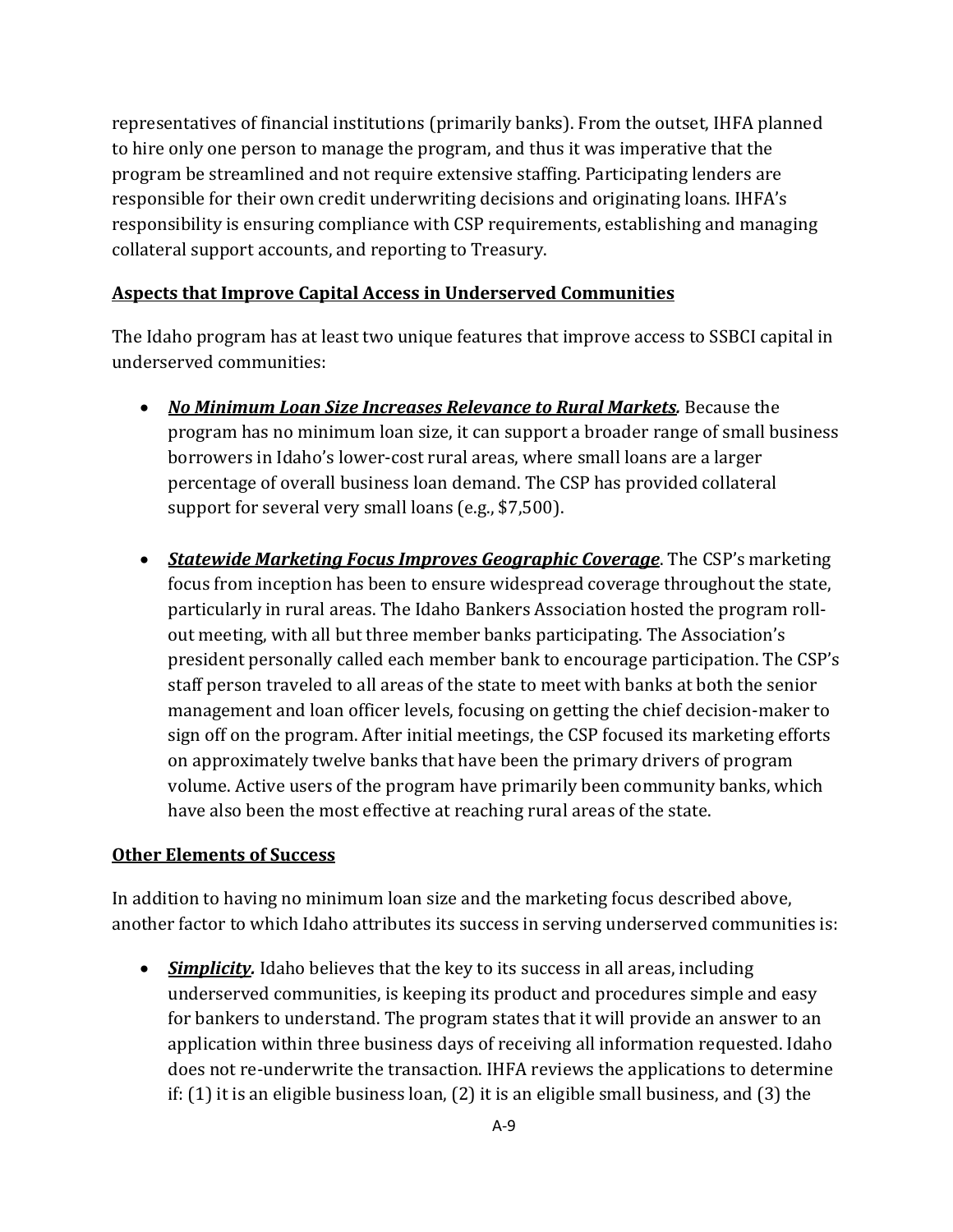representatives of financial institutions (primarily banks). From the outset, IHFA planned to hire only one person to manage the program, and thus it was imperative that the program be streamlined and not require extensive staffing. Participating lenders are responsible for their own credit underwriting decisions and originating loans. IHFA's responsibility is ensuring compliance with CSP requirements, establishing and managing collateral support accounts, and reporting to Treasury.

**Aspects that Improve Capital Access in Underserved Communities**

The Idaho program has at least two unique features that improve access to SSBCI capital in underserved communities:

- ***No Minimum Loan Size Increases Relevance to Rural Markets.*** Because the program has no minimum loan size, it can support a broader range of small business borrowers in Idaho's lower-cost rural areas, where small loans are a larger percentage of overall business loan demand. The CSP has provided collateral support for several very small loans (e.g., $7,500).

- ***Statewide Marketing Focus Improves Geographic Coverage***. The CSP's marketing focus from inception has been to ensure widespread coverage throughout the state, particularly in rural areas. The Idaho Bankers Association hosted the program roll-out meeting, with all but three member banks participating. The Association's president personally called each member bank to encourage participation. The CSP's staff person traveled to all areas of the state to meet with banks at both the senior management and loan officer levels, focusing on getting the chief decision-maker to sign off on the program. After initial meetings, the CSP focused its marketing efforts on approximately twelve banks that have been the primary drivers of program volume. Active users of the program have primarily been community banks, which have also been the most effective at reaching rural areas of the state.

**Other Elements of Success**

In addition to having no minimum loan size and the marketing focus described above, another factor to which Idaho attributes its success in serving underserved communities is:

- ***Simplicity.*** Idaho believes that the key to its success in all areas, including underserved communities, is keeping its product and procedures simple and easy for bankers to understand. The program states that it will provide an answer to an application within three business days of receiving all information requested. Idaho does not re-underwrite the transaction. IHFA reviews the applications to determine if: (1) it is an eligible business loan, (2) it is an eligible small business, and (3) the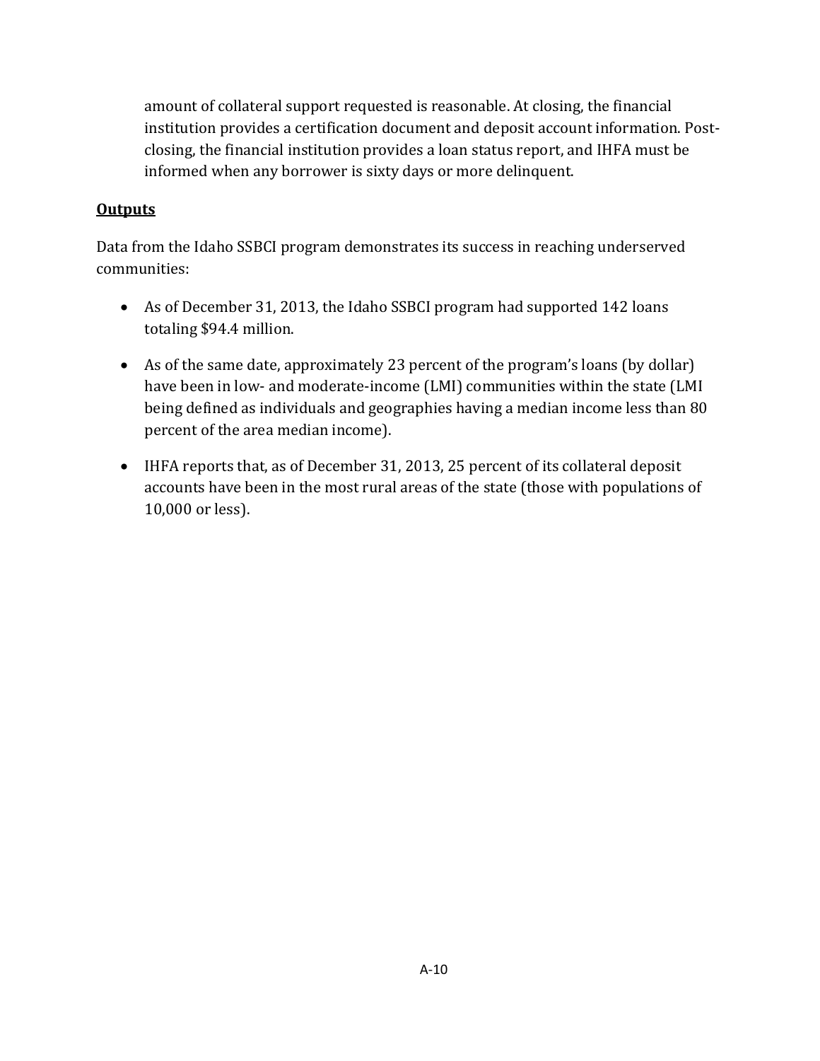amount of collateral support requested is reasonable. At closing, the financial institution provides a certification document and deposit account information. Post-closing, the financial institution provides a loan status report, and IHFA must be informed when any borrower is sixty days or more delinquent.

**Outputs**

Data from the Idaho SSBCI program demonstrates its success in reaching underserved communities:

- As of December 31, 2013, the Idaho SSBCI program had supported 142 loans totaling $94.4 million.
- As of the same date, approximately 23 percent of the program's loans (by dollar) have been in low- and moderate-income (LMI) communities within the state (LMI being defined as individuals and geographies having a median income less than 80 percent of the area median income).
- IHFA reports that, as of December 31, 2013, 25 percent of its collateral deposit accounts have been in the most rural areas of the state (those with populations of 10,000 or less).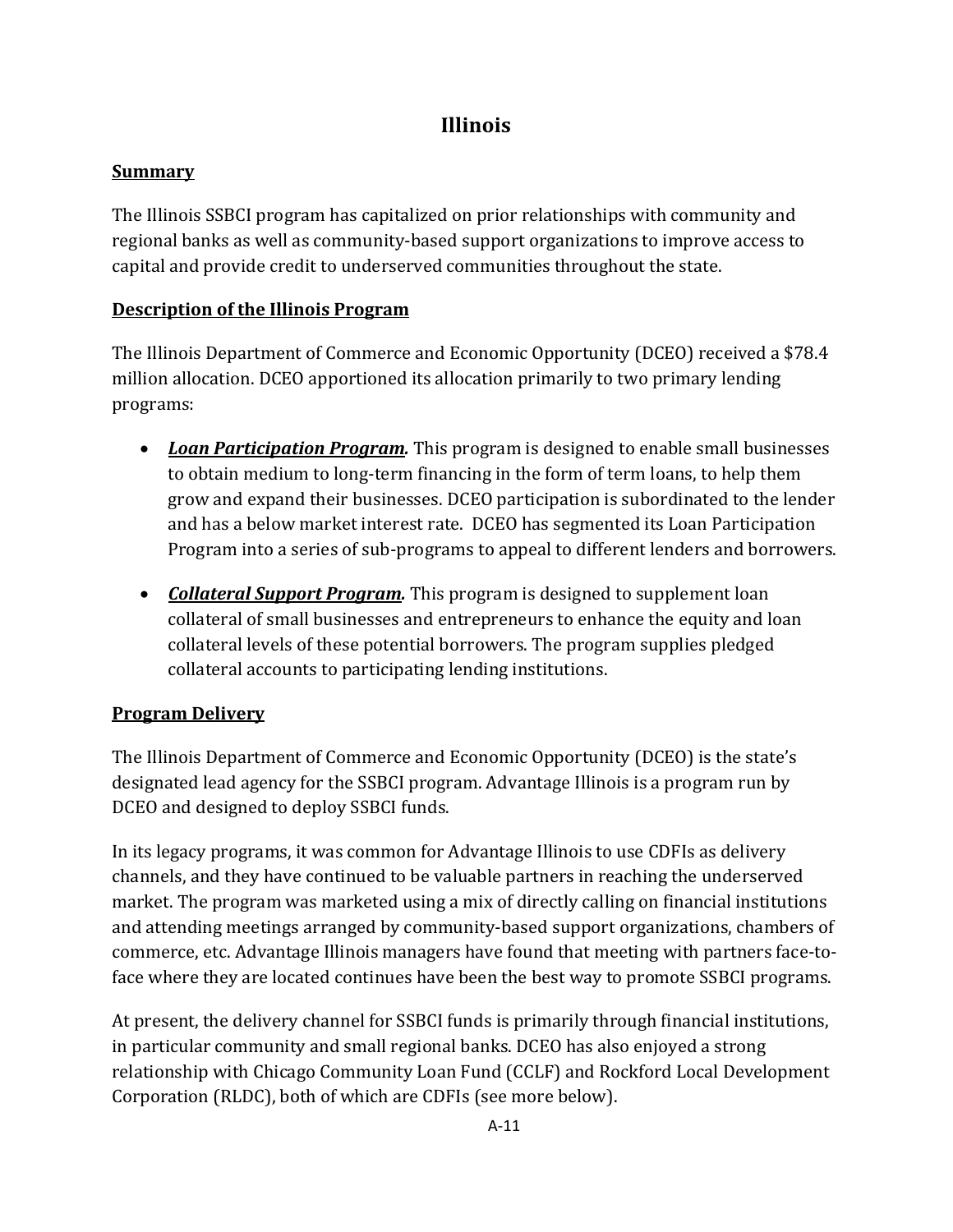# Illinois

## Summary

The Illinois SSBCI program has capitalized on prior relationships with community and regional banks as well as community-based support organizations to improve access to capital and provide credit to underserved communities throughout the state.

## Description of the Illinois Program

The Illinois Department of Commerce and Economic Opportunity (DCEO) received a $78.4 million allocation. DCEO apportioned its allocation primarily to two primary lending programs:

- ***Loan Participation Program.*** This program is designed to enable small businesses to obtain medium to long-term financing in the form of term loans, to help them grow and expand their businesses. DCEO participation is subordinated to the lender and has a below market interest rate. DCEO has segmented its Loan Participation Program into a series of sub-programs to appeal to different lenders and borrowers.
- ***Collateral Support Program.*** This program is designed to supplement loan collateral of small businesses and entrepreneurs to enhance the equity and loan collateral levels of these potential borrowers. The program supplies pledged collateral accounts to participating lending institutions.

## Program Delivery

The Illinois Department of Commerce and Economic Opportunity (DCEO) is the state's designated lead agency for the SSBCI program. Advantage Illinois is a program run by DCEO and designed to deploy SSBCI funds.

In its legacy programs, it was common for Advantage Illinois to use CDFIs as delivery channels, and they have continued to be valuable partners in reaching the underserved market. The program was marketed using a mix of directly calling on financial institutions and attending meetings arranged by community-based support organizations, chambers of commerce, etc. Advantage Illinois managers have found that meeting with partners face-to-face where they are located continues have been the best way to promote SSBCI programs.

At present, the delivery channel for SSBCI funds is primarily through financial institutions, in particular community and small regional banks. DCEO has also enjoyed a strong relationship with Chicago Community Loan Fund (CCLF) and Rockford Local Development Corporation (RLDC), both of which are CDFIs (see more below).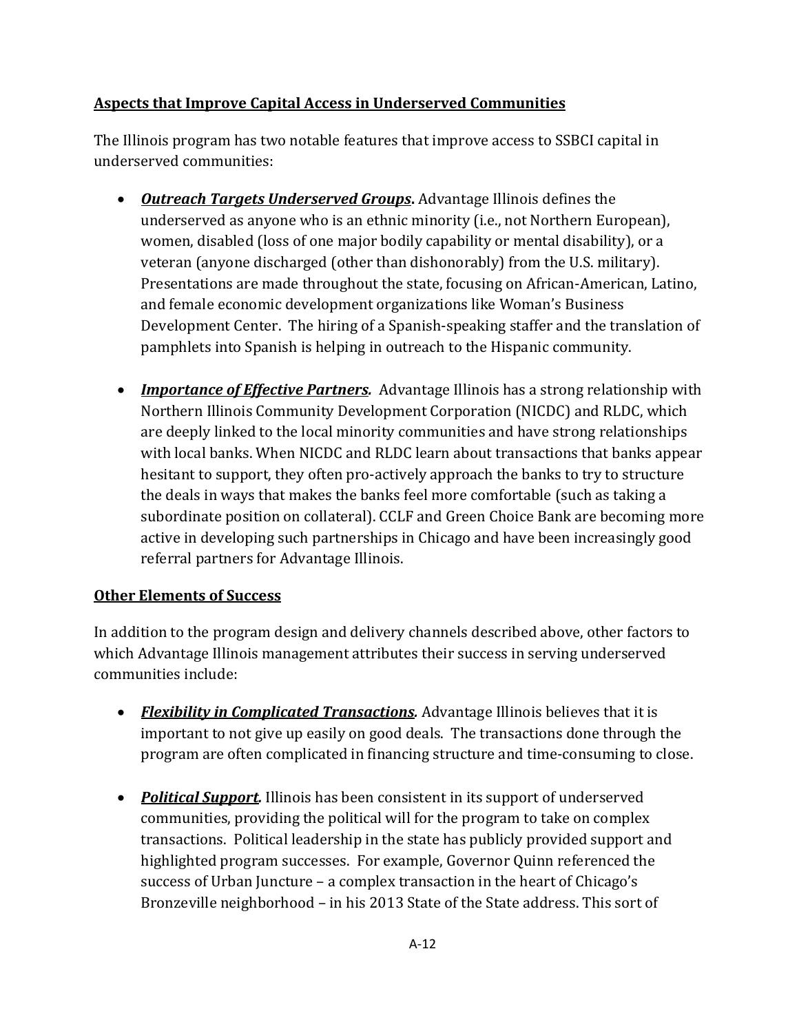**Aspects that Improve Capital Access in Underserved Communities**

The Illinois program has two notable features that improve access to SSBCI capital in underserved communities:

- ***Outreach Targets Underserved Groups***. Advantage Illinois defines the underserved as anyone who is an ethnic minority (i.e., not Northern European), women, disabled (loss of one major bodily capability or mental disability), or a veteran (anyone discharged (other than dishonorably) from the U.S. military). Presentations are made throughout the state, focusing on African-American, Latino, and female economic development organizations like Woman's Business Development Center. The hiring of a Spanish-speaking staffer and the translation of pamphlets into Spanish is helping in outreach to the Hispanic community.

- ***Importance of Effective Partners.*** Advantage Illinois has a strong relationship with Northern Illinois Community Development Corporation (NICDC) and RLDC, which are deeply linked to the local minority communities and have strong relationships with local banks. When NICDC and RLDC learn about transactions that banks appear hesitant to support, they often pro-actively approach the banks to try to structure the deals in ways that makes the banks feel more comfortable (such as taking a subordinate position on collateral). CCLF and Green Choice Bank are becoming more active in developing such partnerships in Chicago and have been increasingly good referral partners for Advantage Illinois.

**Other Elements of Success**

In addition to the program design and delivery channels described above, other factors to which Advantage Illinois management attributes their success in serving underserved communities include:

- ***Flexibility in Complicated Transactions.*** Advantage Illinois believes that it is important to not give up easily on good deals. The transactions done through the program are often complicated in financing structure and time-consuming to close.

- ***Political Support.*** Illinois has been consistent in its support of underserved communities, providing the political will for the program to take on complex transactions. Political leadership in the state has publicly provided support and highlighted program successes. For example, Governor Quinn referenced the success of Urban Juncture – a complex transaction in the heart of Chicago's Bronzeville neighborhood – in his 2013 State of the State address. This sort of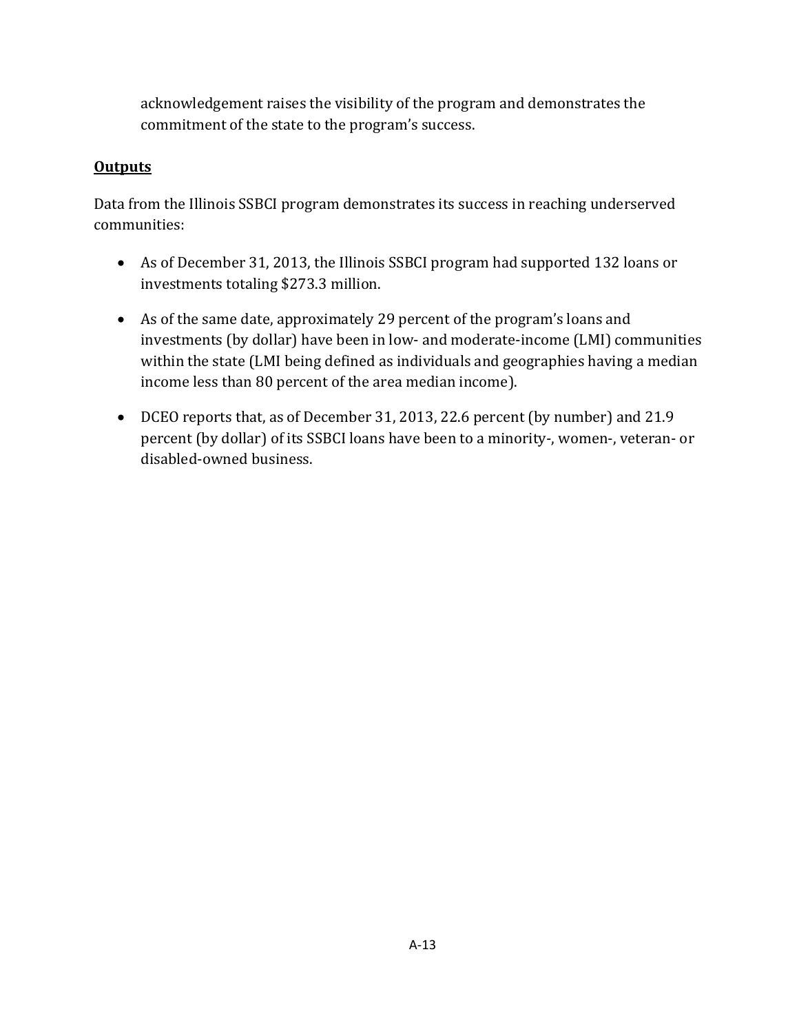acknowledgement raises the visibility of the program and demonstrates the commitment of the state to the program's success.

**Outputs**

Data from the Illinois SSBCI program demonstrates its success in reaching underserved communities:

- As of December 31, 2013, the Illinois SSBCI program had supported 132 loans or investments totaling $273.3 million.
- As of the same date, approximately 29 percent of the program's loans and investments (by dollar) have been in low- and moderate-income (LMI) communities within the state (LMI being defined as individuals and geographies having a median income less than 80 percent of the area median income).
- DCEO reports that, as of December 31, 2013, 22.6 percent (by number) and 21.9 percent (by dollar) of its SSBCI loans have been to a minority-, women-, veteran- or disabled-owned business.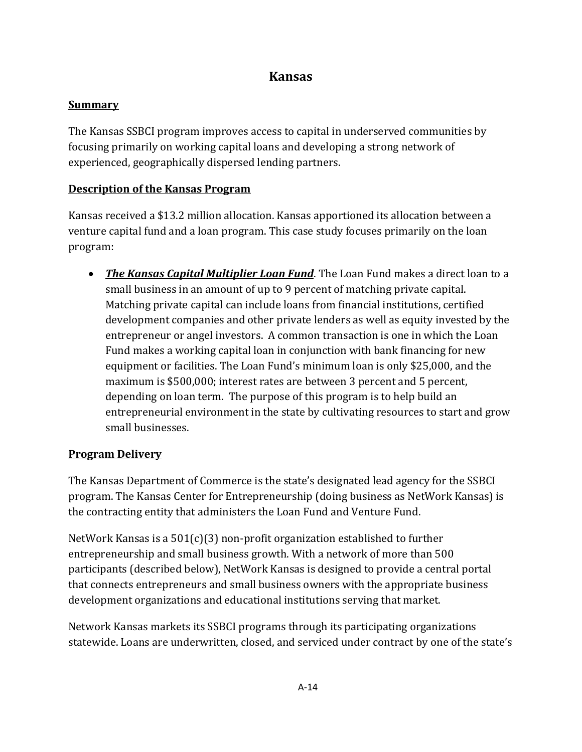# Kansas

## Summary

The Kansas SSBCI program improves access to capital in underserved communities by focusing primarily on working capital loans and developing a strong network of experienced, geographically dispersed lending partners.

## Description of the Kansas Program

Kansas received a $13.2 million allocation. Kansas apportioned its allocation between a venture capital fund and a loan program. This case study focuses primarily on the loan program:

- ***The Kansas Capital Multiplier Loan Fund***. The Loan Fund makes a direct loan to a small business in an amount of up to 9 percent of matching private capital. Matching private capital can include loans from financial institutions, certified development companies and other private lenders as well as equity invested by the entrepreneur or angel investors. A common transaction is one in which the Loan Fund makes a working capital loan in conjunction with bank financing for new equipment or facilities. The Loan Fund's minimum loan is only $25,000, and the maximum is $500,000; interest rates are between 3 percent and 5 percent, depending on loan term. The purpose of this program is to help build an entrepreneurial environment in the state by cultivating resources to start and grow small businesses.

## Program Delivery

The Kansas Department of Commerce is the state's designated lead agency for the SSBCI program. The Kansas Center for Entrepreneurship (doing business as NetWork Kansas) is the contracting entity that administers the Loan Fund and Venture Fund.

NetWork Kansas is a 501(c)(3) non-profit organization established to further entrepreneurship and small business growth. With a network of more than 500 participants (described below), NetWork Kansas is designed to provide a central portal that connects entrepreneurs and small business owners with the appropriate business development organizations and educational institutions serving that market.

Network Kansas markets its SSBCI programs through its participating organizations statewide. Loans are underwritten, closed, and serviced under contract by one of the state's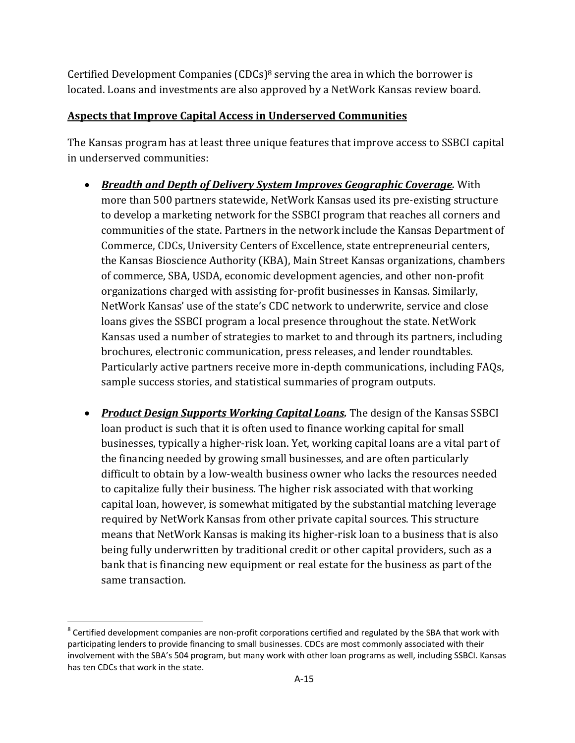Certified Development Companies (CDCs)[8] serving the area in which the borrower is located. Loans and investments are also approved by a NetWork Kansas review board.

**Aspects that Improve Capital Access in Underserved Communities**

The Kansas program has at least three unique features that improve access to SSBCI capital in underserved communities:

- ***Breadth and Depth of Delivery System Improves Geographic Coverage.*** With more than 500 partners statewide, NetWork Kansas used its pre-existing structure to develop a marketing network for the SSBCI program that reaches all corners and communities of the state. Partners in the network include the Kansas Department of Commerce, CDCs, University Centers of Excellence, state entrepreneurial centers, the Kansas Bioscience Authority (KBA), Main Street Kansas organizations, chambers of commerce, SBA, USDA, economic development agencies, and other non-profit organizations charged with assisting for-profit businesses in Kansas. Similarly, NetWork Kansas' use of the state's CDC network to underwrite, service and close loans gives the SSBCI program a local presence throughout the state. NetWork Kansas used a number of strategies to market to and through its partners, including brochures, electronic communication, press releases, and lender roundtables. Particularly active partners receive more in-depth communications, including FAQs, sample success stories, and statistical summaries of program outputs.

- ***Product Design Supports Working Capital Loans.*** The design of the Kansas SSBCI loan product is such that it is often used to finance working capital for small businesses, typically a higher-risk loan. Yet, working capital loans are a vital part of the financing needed by growing small businesses, and are often particularly difficult to obtain by a low-wealth business owner who lacks the resources needed to capitalize fully their business. The higher risk associated with that working capital loan, however, is somewhat mitigated by the substantial matching leverage required by NetWork Kansas from other private capital sources. This structure means that NetWork Kansas is making its higher-risk loan to a business that is also being fully underwritten by traditional credit or other capital providers, such as a bank that is financing new equipment or real estate for the business as part of the same transaction.

[8] Certified development companies are non-profit corporations certified and regulated by the SBA that work with participating lenders to provide financing to small businesses. CDCs are most commonly associated with their involvement with the SBA's 504 program, but many work with other loan programs as well, including SSBCI. Kansas has ten CDCs that work in the state.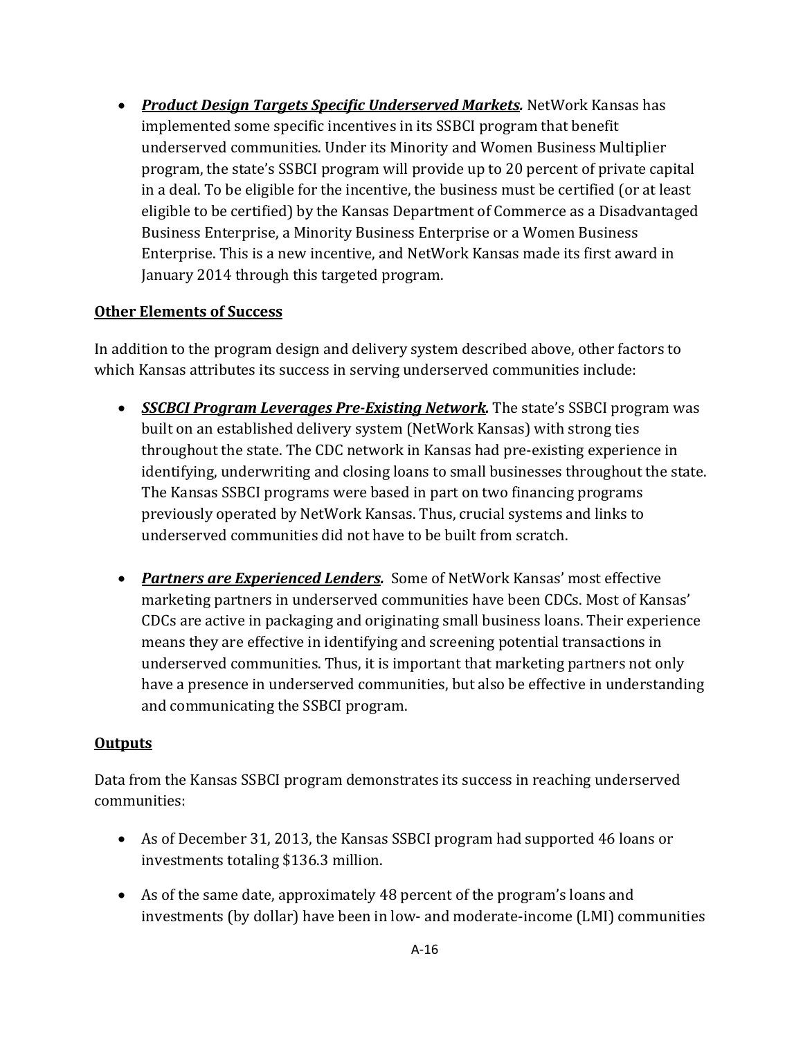- ***Product Design Targets Specific Underserved Markets.*** NetWork Kansas has implemented some specific incentives in its SSBCI program that benefit underserved communities. Under its Minority and Women Business Multiplier program, the state's SSBCI program will provide up to 20 percent of private capital in a deal. To be eligible for the incentive, the business must be certified (or at least eligible to be certified) by the Kansas Department of Commerce as a Disadvantaged Business Enterprise, a Minority Business Enterprise or a Women Business Enterprise. This is a new incentive, and NetWork Kansas made its first award in January 2014 through this targeted program.

**Other Elements of Success**

In addition to the program design and delivery system described above, other factors to which Kansas attributes its success in serving underserved communities include:

- ***SSCBCI Program Leverages Pre-Existing Network.*** The state's SSBCI program was built on an established delivery system (NetWork Kansas) with strong ties throughout the state. The CDC network in Kansas had pre-existing experience in identifying, underwriting and closing loans to small businesses throughout the state. The Kansas SSBCI programs were based in part on two financing programs previously operated by NetWork Kansas. Thus, crucial systems and links to underserved communities did not have to be built from scratch.

- ***Partners are Experienced Lenders.*** Some of NetWork Kansas' most effective marketing partners in underserved communities have been CDCs. Most of Kansas' CDCs are active in packaging and originating small business loans. Their experience means they are effective in identifying and screening potential transactions in underserved communities. Thus, it is important that marketing partners not only have a presence in underserved communities, but also be effective in understanding and communicating the SSBCI program.

**Outputs**

Data from the Kansas SSBCI program demonstrates its success in reaching underserved communities:

- As of December 31, 2013, the Kansas SSBCI program had supported 46 loans or investments totaling $136.3 million.

- As of the same date, approximately 48 percent of the program's loans and investments (by dollar) have been in low- and moderate-income (LMI) communities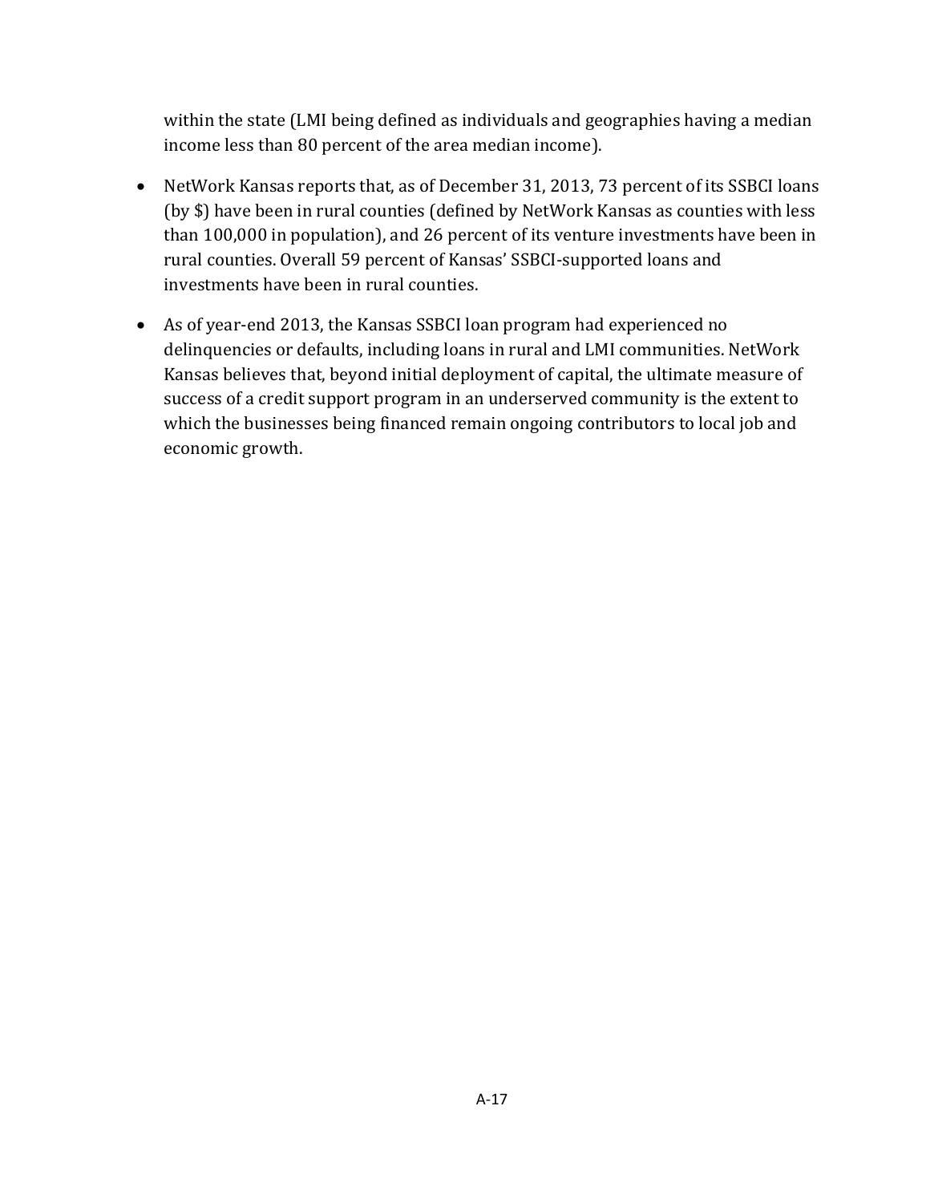within the state (LMI being defined as individuals and geographies having a median income less than 80 percent of the area median income).

- NetWork Kansas reports that, as of December 31, 2013, 73 percent of its SSBCI loans (by $) have been in rural counties (defined by NetWork Kansas as counties with less than 100,000 in population), and 26 percent of its venture investments have been in rural counties. Overall 59 percent of Kansas' SSBCI-supported loans and investments have been in rural counties.

- As of year-end 2013, the Kansas SSBCI loan program had experienced no delinquencies or defaults, including loans in rural and LMI communities. NetWork Kansas believes that, beyond initial deployment of capital, the ultimate measure of success of a credit support program in an underserved community is the extent to which the businesses being financed remain ongoing contributors to local job and economic growth.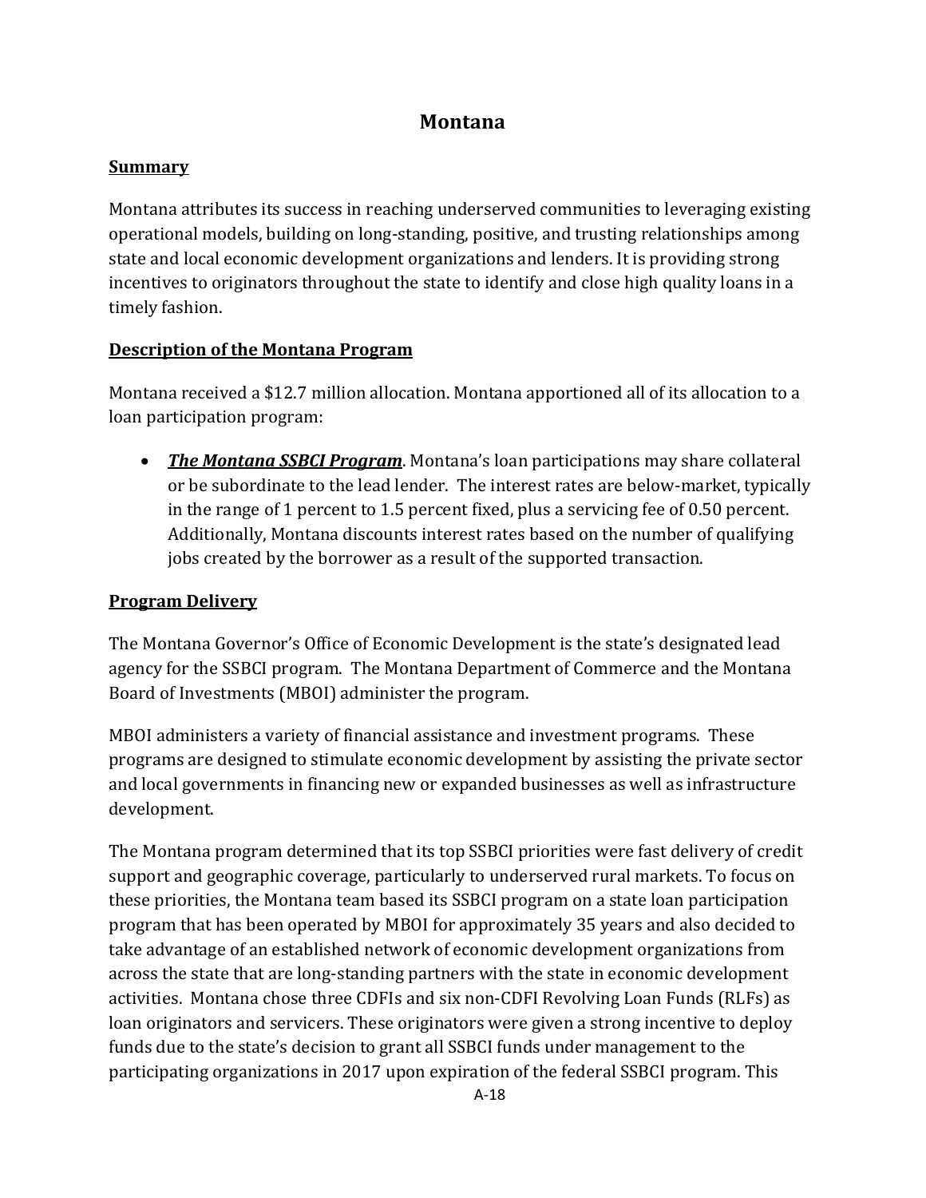# Montana

## Summary

Montana attributes its success in reaching underserved communities to leveraging existing operational models, building on long-standing, positive, and trusting relationships among state and local economic development organizations and lenders. It is providing strong incentives to originators throughout the state to identify and close high quality loans in a timely fashion.

## Description of the Montana Program

Montana received a $12.7 million allocation. Montana apportioned all of its allocation to a loan participation program:

- ***The Montana SSBCI Program***. Montana's loan participations may share collateral or be subordinate to the lead lender. The interest rates are below-market, typically in the range of 1 percent to 1.5 percent fixed, plus a servicing fee of 0.50 percent. Additionally, Montana discounts interest rates based on the number of qualifying jobs created by the borrower as a result of the supported transaction.

## Program Delivery

The Montana Governor's Office of Economic Development is the state's designated lead agency for the SSBCI program. The Montana Department of Commerce and the Montana Board of Investments (MBOI) administer the program.

MBOI administers a variety of financial assistance and investment programs. These programs are designed to stimulate economic development by assisting the private sector and local governments in financing new or expanded businesses as well as infrastructure development.

The Montana program determined that its top SSBCI priorities were fast delivery of credit support and geographic coverage, particularly to underserved rural markets. To focus on these priorities, the Montana team based its SSBCI program on a state loan participation program that has been operated by MBOI for approximately 35 years and also decided to take advantage of an established network of economic development organizations from across the state that are long-standing partners with the state in economic development activities. Montana chose three CDFIs and six non-CDFI Revolving Loan Funds (RLFs) as loan originators and servicers. These originators were given a strong incentive to deploy funds due to the state's decision to grant all SSBCI funds under management to the participating organizations in 2017 upon expiration of the federal SSBCI program. This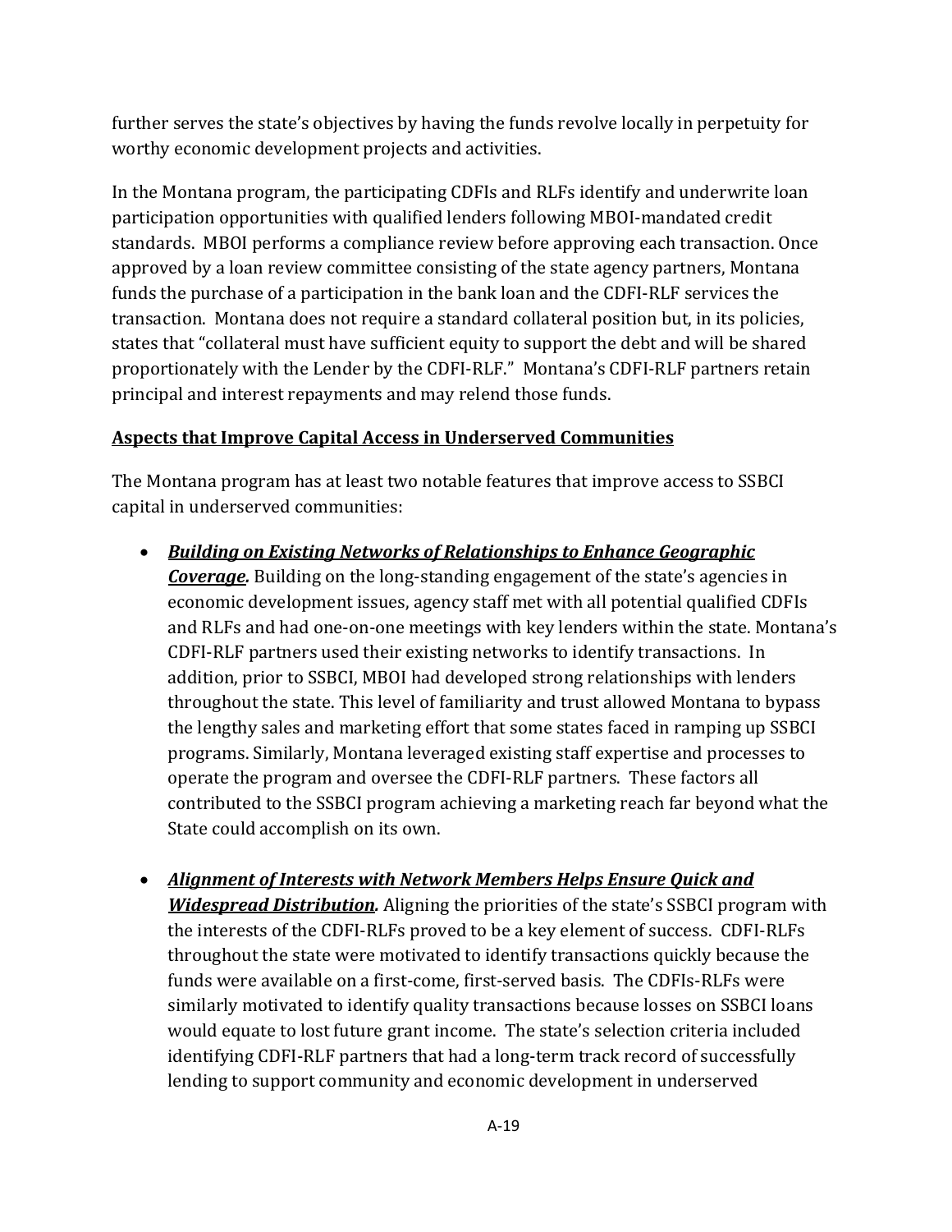further serves the state's objectives by having the funds revolve locally in perpetuity for worthy economic development projects and activities.

In the Montana program, the participating CDFIs and RLFs identify and underwrite loan participation opportunities with qualified lenders following MBOI-mandated credit standards. MBOI performs a compliance review before approving each transaction. Once approved by a loan review committee consisting of the state agency partners, Montana funds the purchase of a participation in the bank loan and the CDFI-RLF services the transaction. Montana does not require a standard collateral position but, in its policies, states that "collateral must have sufficient equity to support the debt and will be shared proportionately with the Lender by the CDFI-RLF." Montana's CDFI-RLF partners retain principal and interest repayments and may relend those funds.

**<u>Aspects that Improve Capital Access in Underserved Communities</u>**

The Montana program has at least two notable features that improve access to SSBCI capital in underserved communities:

- ***<u>Building on Existing Networks of Relationships to Enhance Geographic Coverage</u>.*** Building on the long-standing engagement of the state's agencies in economic development issues, agency staff met with all potential qualified CDFIs and RLFs and had one-on-one meetings with key lenders within the state. Montana's CDFI-RLF partners used their existing networks to identify transactions. In addition, prior to SSBCI, MBOI had developed strong relationships with lenders throughout the state. This level of familiarity and trust allowed Montana to bypass the lengthy sales and marketing effort that some states faced in ramping up SSBCI programs. Similarly, Montana leveraged existing staff expertise and processes to operate the program and oversee the CDFI-RLF partners. These factors all contributed to the SSBCI program achieving a marketing reach far beyond what the State could accomplish on its own.

- ***<u>Alignment of Interests with Network Members Helps Ensure Quick and Widespread Distribution</u>.*** Aligning the priorities of the state's SSBCI program with the interests of the CDFI-RLFs proved to be a key element of success. CDFI-RLFs throughout the state were motivated to identify transactions quickly because the funds were available on a first-come, first-served basis. The CDFIs-RLFs were similarly motivated to identify quality transactions because losses on SSBCI loans would equate to lost future grant income. The state's selection criteria included identifying CDFI-RLF partners that had a long-term track record of successfully lending to support community and economic development in underserved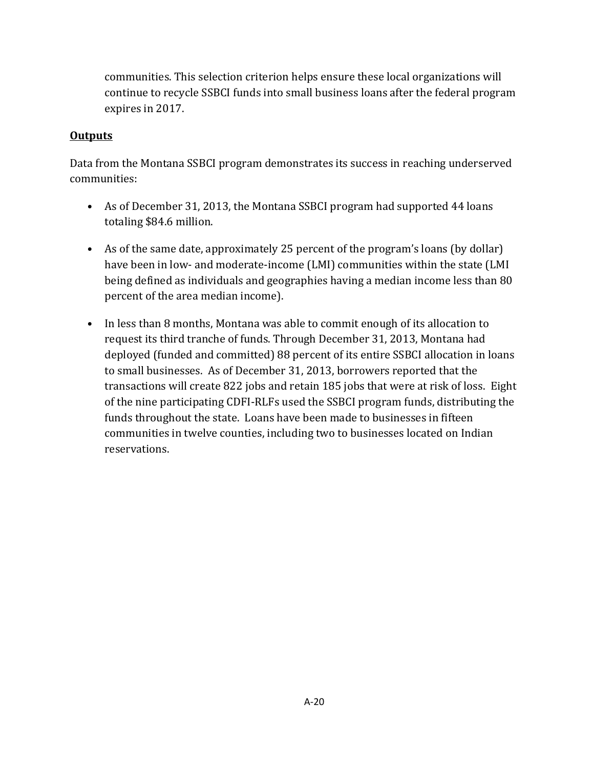communities. This selection criterion helps ensure these local organizations will continue to recycle SSBCI funds into small business loans after the federal program expires in 2017.

**Outputs**

Data from the Montana SSBCI program demonstrates its success in reaching underserved communities:

- As of December 31, 2013, the Montana SSBCI program had supported 44 loans totaling $84.6 million.

- As of the same date, approximately 25 percent of the program's loans (by dollar) have been in low- and moderate-income (LMI) communities within the state (LMI being defined as individuals and geographies having a median income less than 80 percent of the area median income).

- In less than 8 months, Montana was able to commit enough of its allocation to request its third tranche of funds. Through December 31, 2013, Montana had deployed (funded and committed) 88 percent of its entire SSBCI allocation in loans to small businesses. As of December 31, 2013, borrowers reported that the transactions will create 822 jobs and retain 185 jobs that were at risk of loss. Eight of the nine participating CDFI-RLFs used the SSBCI program funds, distributing the funds throughout the state. Loans have been made to businesses in fifteen communities in twelve counties, including two to businesses located on Indian reservations.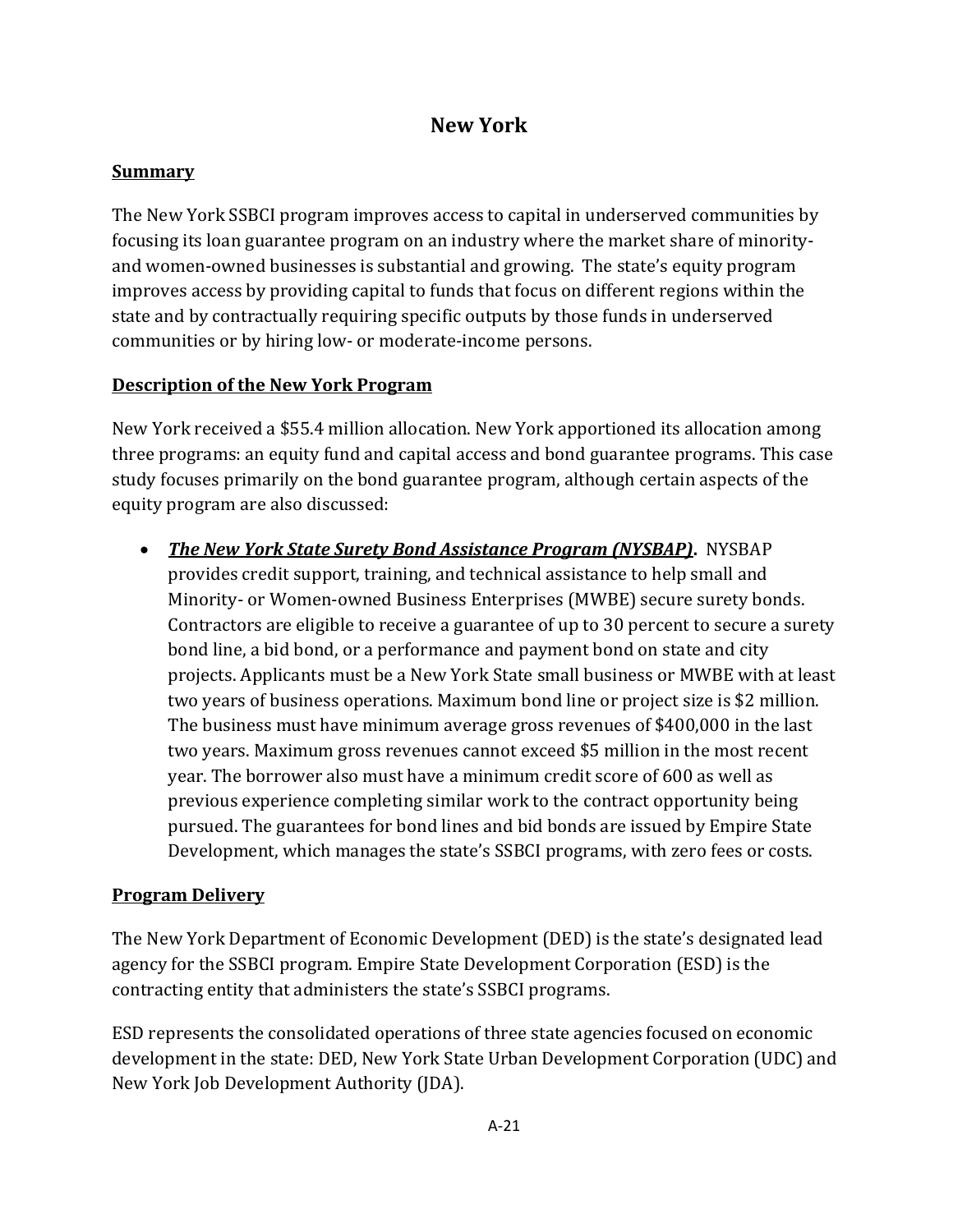# New York

## Summary

The New York SSBCI program improves access to capital in underserved communities by focusing its loan guarantee program on an industry where the market share of minority- and women-owned businesses is substantial and growing. The state's equity program improves access by providing capital to funds that focus on different regions within the state and by contractually requiring specific outputs by those funds in underserved communities or by hiring low- or moderate-income persons.

## Description of the New York Program

New York received a $55.4 million allocation. New York apportioned its allocation among three programs: an equity fund and capital access and bond guarantee programs. This case study focuses primarily on the bond guarantee program, although certain aspects of the equity program are also discussed:

- ***The New York State Surety Bond Assistance Program (NYSBAP)*.** NYSBAP provides credit support, training, and technical assistance to help small and Minority- or Women-owned Business Enterprises (MWBE) secure surety bonds. Contractors are eligible to receive a guarantee of up to 30 percent to secure a surety bond line, a bid bond, or a performance and payment bond on state and city projects. Applicants must be a New York State small business or MWBE with at least two years of business operations. Maximum bond line or project size is $2 million. The business must have minimum average gross revenues of $400,000 in the last two years. Maximum gross revenues cannot exceed $5 million in the most recent year. The borrower also must have a minimum credit score of 600 as well as previous experience completing similar work to the contract opportunity being pursued. The guarantees for bond lines and bid bonds are issued by Empire State Development, which manages the state's SSBCI programs, with zero fees or costs.

## Program Delivery

The New York Department of Economic Development (DED) is the state's designated lead agency for the SSBCI program. Empire State Development Corporation (ESD) is the contracting entity that administers the state's SSBCI programs.

ESD represents the consolidated operations of three state agencies focused on economic development in the state: DED, New York State Urban Development Corporation (UDC) and New York Job Development Authority (JDA).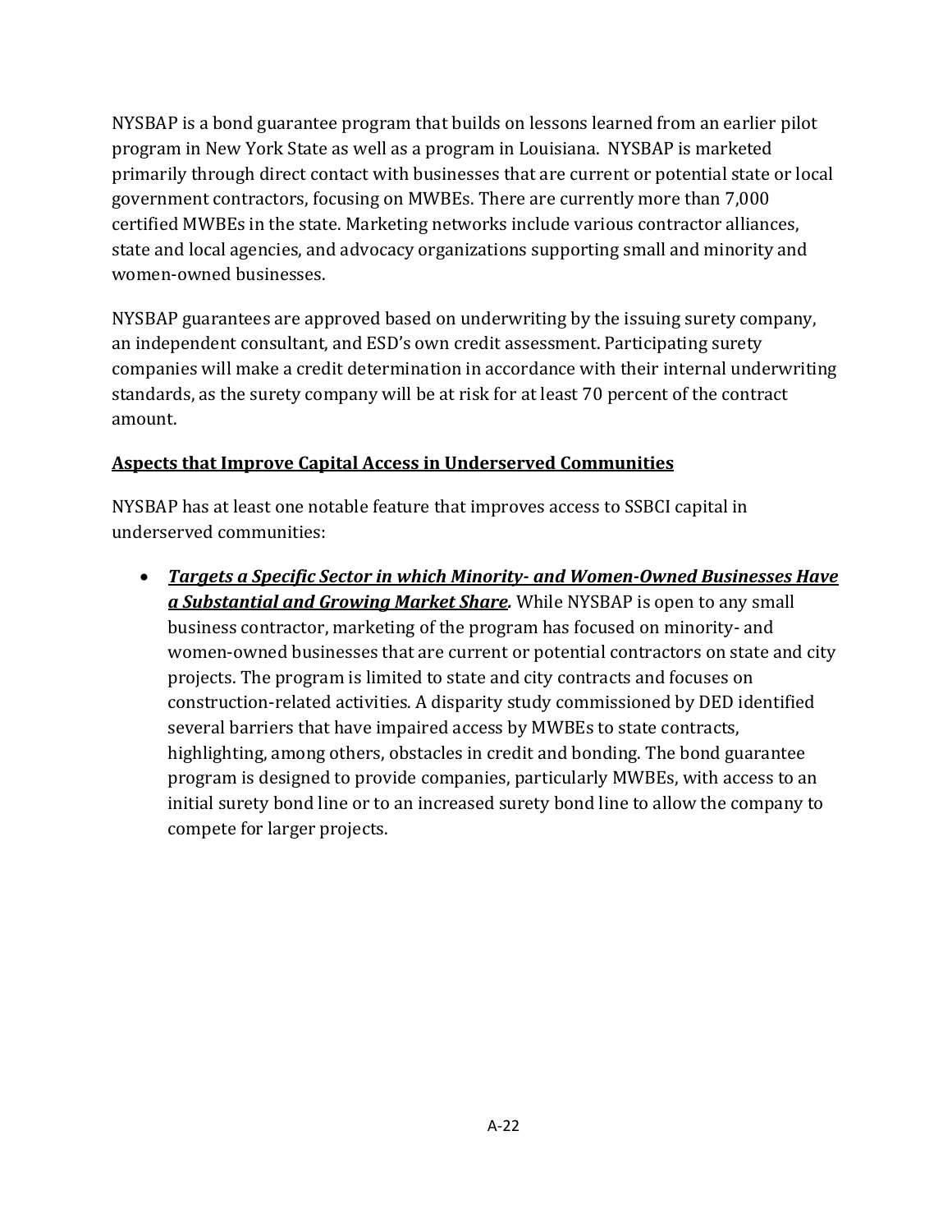NYSBAP is a bond guarantee program that builds on lessons learned from an earlier pilot program in New York State as well as a program in Louisiana. NYSBAP is marketed primarily through direct contact with businesses that are current or potential state or local government contractors, focusing on MWBEs. There are currently more than 7,000 certified MWBEs in the state. Marketing networks include various contractor alliances, state and local agencies, and advocacy organizations supporting small and minority and women-owned businesses.

NYSBAP guarantees are approved based on underwriting by the issuing surety company, an independent consultant, and ESD's own credit assessment. Participating surety companies will make a credit determination in accordance with their internal underwriting standards, as the surety company will be at risk for at least 70 percent of the contract amount.

**Aspects that Improve Capital Access in Underserved Communities**

NYSBAP has at least one notable feature that improves access to SSBCI capital in underserved communities:

- ***Targets a Specific Sector in which Minority- and Women-Owned Businesses Have a Substantial and Growing Market Share.*** While NYSBAP is open to any small business contractor, marketing of the program has focused on minority- and women-owned businesses that are current or potential contractors on state and city projects. The program is limited to state and city contracts and focuses on construction-related activities. A disparity study commissioned by DED identified several barriers that have impaired access by MWBEs to state contracts, highlighting, among others, obstacles in credit and bonding. The bond guarantee program is designed to provide companies, particularly MWBEs, with access to an initial surety bond line or to an increased surety bond line to allow the company to compete for larger projects.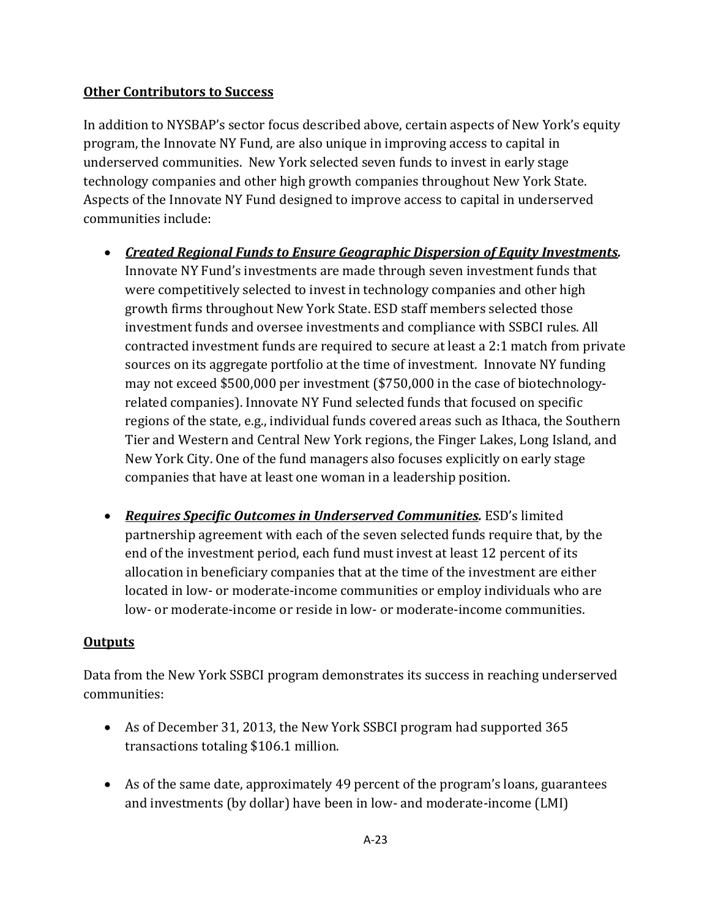**Other Contributors to Success**

In addition to NYSBAP's sector focus described above, certain aspects of New York's equity program, the Innovate NY Fund, are also unique in improving access to capital in underserved communities. New York selected seven funds to invest in early stage technology companies and other high growth companies throughout New York State. Aspects of the Innovate NY Fund designed to improve access to capital in underserved communities include:

- ***Created Regional Funds to Ensure Geographic Dispersion of Equity Investments.*** Innovate NY Fund's investments are made through seven investment funds that were competitively selected to invest in technology companies and other high growth firms throughout New York State. ESD staff members selected those investment funds and oversee investments and compliance with SSBCI rules. All contracted investment funds are required to secure at least a 2:1 match from private sources on its aggregate portfolio at the time of investment. Innovate NY funding may not exceed $500,000 per investment ($750,000 in the case of biotechnology-related companies). Innovate NY Fund selected funds that focused on specific regions of the state, e.g., individual funds covered areas such as Ithaca, the Southern Tier and Western and Central New York regions, the Finger Lakes, Long Island, and New York City. One of the fund managers also focuses explicitly on early stage companies that have at least one woman in a leadership position.

- ***Requires Specific Outcomes in Underserved Communities.*** ESD's limited partnership agreement with each of the seven selected funds require that, by the end of the investment period, each fund must invest at least 12 percent of its allocation in beneficiary companies that at the time of the investment are either located in low- or moderate-income communities or employ individuals who are low- or moderate-income or reside in low- or moderate-income communities.

**Outputs**

Data from the New York SSBCI program demonstrates its success in reaching underserved communities:

- As of December 31, 2013, the New York SSBCI program had supported 365 transactions totaling $106.1 million.

- As of the same date, approximately 49 percent of the program's loans, guarantees and investments (by dollar) have been in low- and moderate-income (LMI)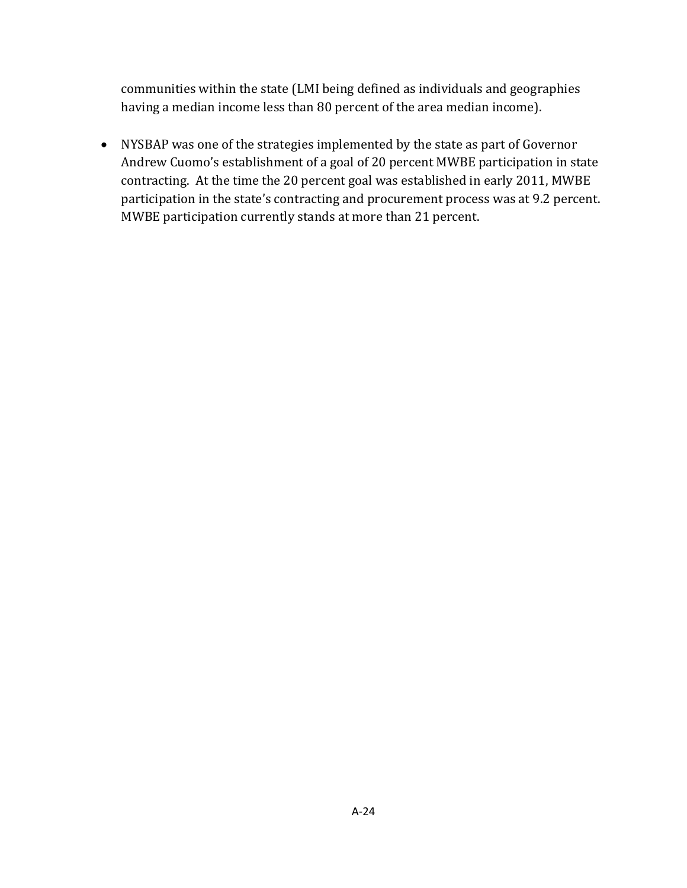communities within the state (LMI being defined as individuals and geographies having a median income less than 80 percent of the area median income).

- NYSBAP was one of the strategies implemented by the state as part of Governor Andrew Cuomo's establishment of a goal of 20 percent MWBE participation in state contracting. At the time the 20 percent goal was established in early 2011, MWBE participation in the state's contracting and procurement process was at 9.2 percent. MWBE participation currently stands at more than 21 percent.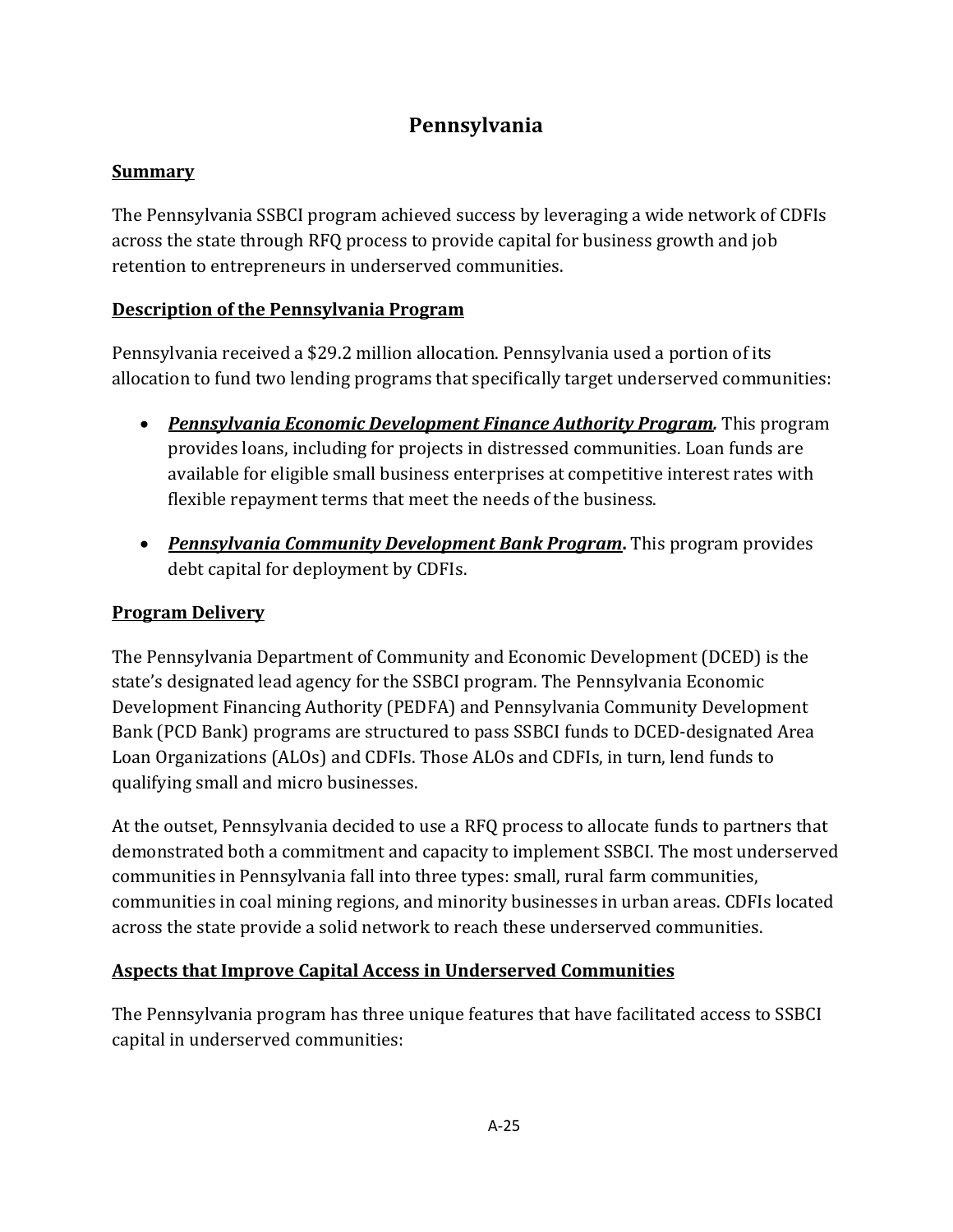# Pennsylvania

## Summary

The Pennsylvania SSBCI program achieved success by leveraging a wide network of CDFIs across the state through RFQ process to provide capital for business growth and job retention to entrepreneurs in underserved communities.

## Description of the Pennsylvania Program

Pennsylvania received a $29.2 million allocation. Pennsylvania used a portion of its allocation to fund two lending programs that specifically target underserved communities:

- ***Pennsylvania Economic Development Finance Authority Program.*** This program provides loans, including for projects in distressed communities. Loan funds are available for eligible small business enterprises at competitive interest rates with flexible repayment terms that meet the needs of the business.
- ***Pennsylvania Community Development Bank Program*.** This program provides debt capital for deployment by CDFIs.

## Program Delivery

The Pennsylvania Department of Community and Economic Development (DCED) is the state's designated lead agency for the SSBCI program. The Pennsylvania Economic Development Financing Authority (PEDFA) and Pennsylvania Community Development Bank (PCD Bank) programs are structured to pass SSBCI funds to DCED-designated Area Loan Organizations (ALOs) and CDFIs. Those ALOs and CDFIs, in turn, lend funds to qualifying small and micro businesses.

At the outset, Pennsylvania decided to use a RFQ process to allocate funds to partners that demonstrated both a commitment and capacity to implement SSBCI. The most underserved communities in Pennsylvania fall into three types: small, rural farm communities, communities in coal mining regions, and minority businesses in urban areas. CDFIs located across the state provide a solid network to reach these underserved communities.

## Aspects that Improve Capital Access in Underserved Communities

The Pennsylvania program has three unique features that have facilitated access to SSBCI capital in underserved communities: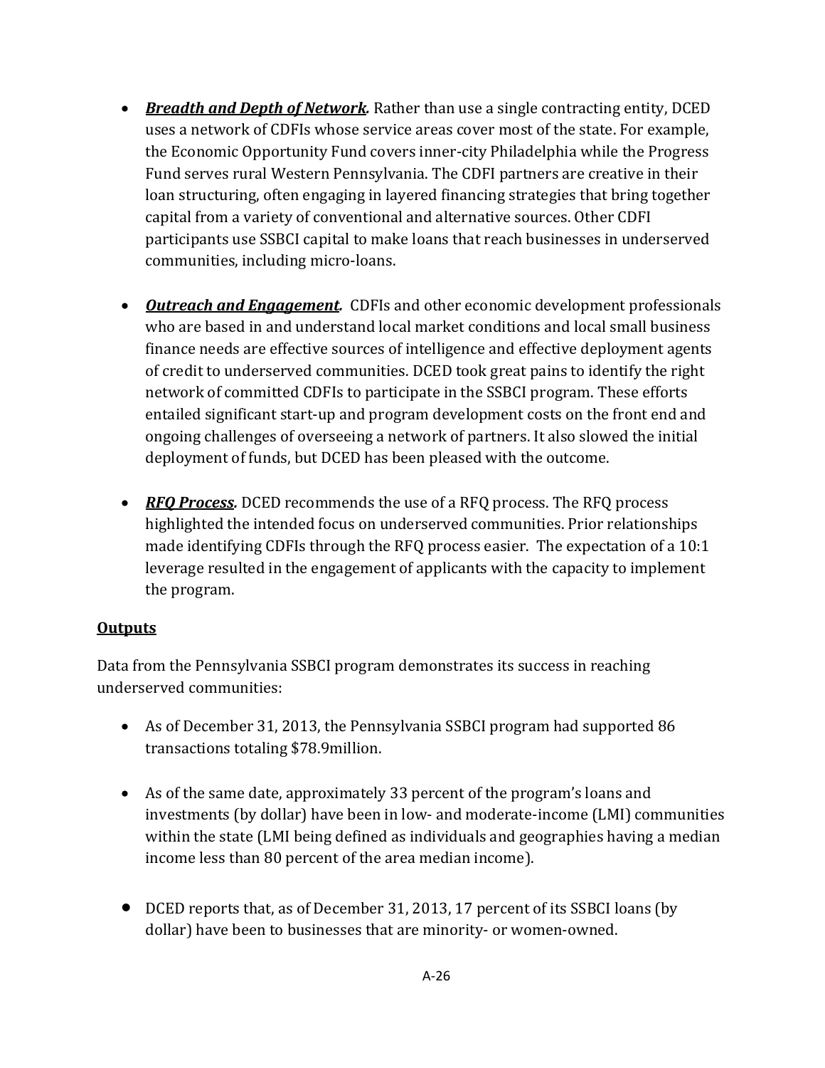- ***Breadth and Depth of Network.*** Rather than use a single contracting entity, DCED uses a network of CDFIs whose service areas cover most of the state. For example, the Economic Opportunity Fund covers inner-city Philadelphia while the Progress Fund serves rural Western Pennsylvania. The CDFI partners are creative in their loan structuring, often engaging in layered financing strategies that bring together capital from a variety of conventional and alternative sources. Other CDFI participants use SSBCI capital to make loans that reach businesses in underserved communities, including micro-loans.

- ***Outreach and Engagement.*** CDFIs and other economic development professionals who are based in and understand local market conditions and local small business finance needs are effective sources of intelligence and effective deployment agents of credit to underserved communities. DCED took great pains to identify the right network of committed CDFIs to participate in the SSBCI program. These efforts entailed significant start-up and program development costs on the front end and ongoing challenges of overseeing a network of partners. It also slowed the initial deployment of funds, but DCED has been pleased with the outcome.

- ***RFQ Process.*** DCED recommends the use of a RFQ process. The RFQ process highlighted the intended focus on underserved communities. Prior relationships made identifying CDFIs through the RFQ process easier. The expectation of a 10:1 leverage resulted in the engagement of applicants with the capacity to implement the program.

**Outputs**

Data from the Pennsylvania SSBCI program demonstrates its success in reaching underserved communities:

- As of December 31, 2013, the Pennsylvania SSBCI program had supported 86 transactions totaling $78.9million.

- As of the same date, approximately 33 percent of the program's loans and investments (by dollar) have been in low- and moderate-income (LMI) communities within the state (LMI being defined as individuals and geographies having a median income less than 80 percent of the area median income).

- DCED reports that, as of December 31, 2013, 17 percent of its SSBCI loans (by dollar) have been to businesses that are minority- or women-owned.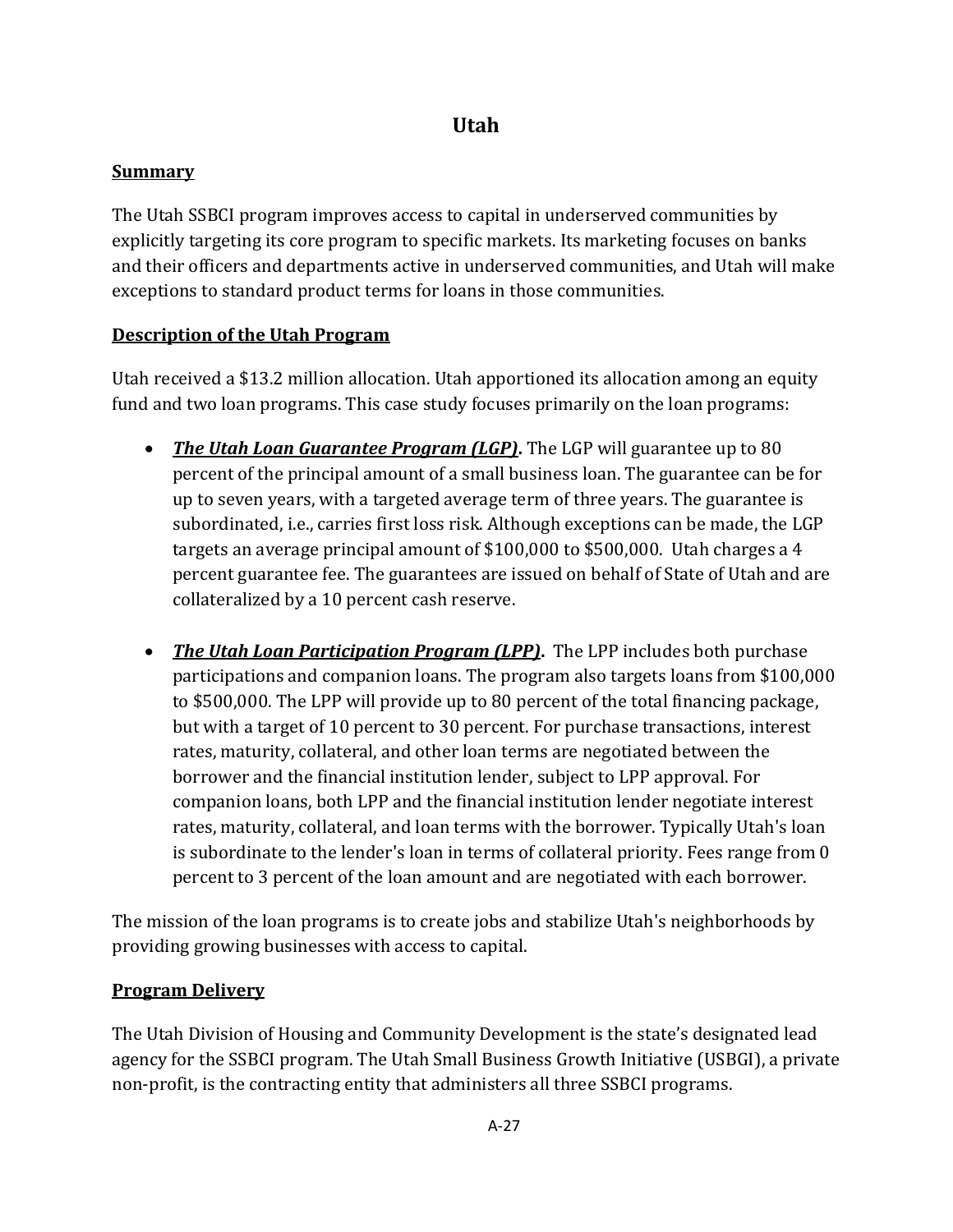# Utah

## Summary

The Utah SSBCI program improves access to capital in underserved communities by explicitly targeting its core program to specific markets. Its marketing focuses on banks and their officers and departments active in underserved communities, and Utah will make exceptions to standard product terms for loans in those communities.

## Description of the Utah Program

Utah received a $13.2 million allocation. Utah apportioned its allocation among an equity fund and two loan programs. This case study focuses primarily on the loan programs:

- ***The Utah Loan Guarantee Program (LGP)*.** The LGP will guarantee up to 80 percent of the principal amount of a small business loan. The guarantee can be for up to seven years, with a targeted average term of three years. The guarantee is subordinated, i.e., carries first loss risk. Although exceptions can be made, the LGP targets an average principal amount of $100,000 to $500,000. Utah charges a 4 percent guarantee fee. The guarantees are issued on behalf of State of Utah and are collateralized by a 10 percent cash reserve.

- ***The Utah Loan Participation Program (LPP)*.** The LPP includes both purchase participations and companion loans. The program also targets loans from $100,000 to $500,000. The LPP will provide up to 80 percent of the total financing package, but with a target of 10 percent to 30 percent. For purchase transactions, interest rates, maturity, collateral, and other loan terms are negotiated between the borrower and the financial institution lender, subject to LPP approval. For companion loans, both LPP and the financial institution lender negotiate interest rates, maturity, collateral, and loan terms with the borrower. Typically Utah's loan is subordinate to the lender's loan in terms of collateral priority. Fees range from 0 percent to 3 percent of the loan amount and are negotiated with each borrower.

The mission of the loan programs is to create jobs and stabilize Utah's neighborhoods by providing growing businesses with access to capital.

## Program Delivery

The Utah Division of Housing and Community Development is the state's designated lead agency for the SSBCI program. The Utah Small Business Growth Initiative (USBGI), a private non-profit, is the contracting entity that administers all three SSBCI programs.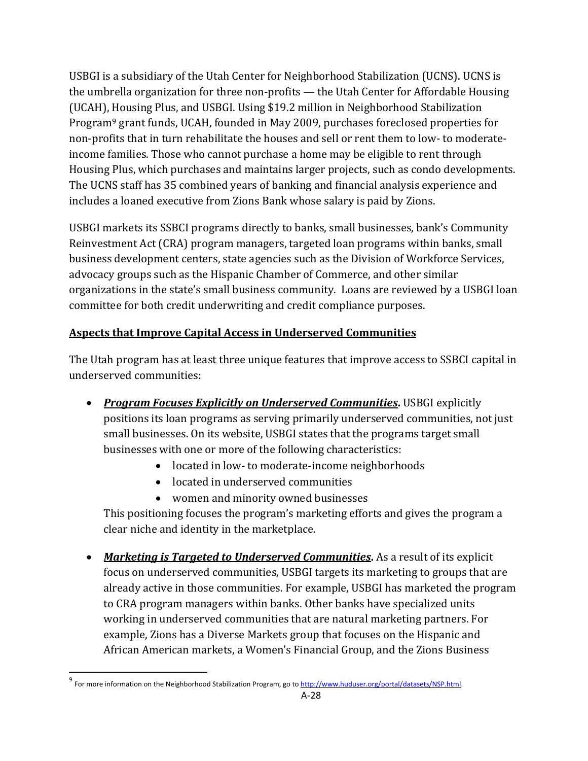USBGI is a subsidiary of the Utah Center for Neighborhood Stabilization (UCNS). UCNS is the umbrella organization for three non-profits — the Utah Center for Affordable Housing (UCAH), Housing Plus, and USBGI. Using $19.2 million in Neighborhood Stabilization Program[9] grant funds, UCAH, founded in May 2009, purchases foreclosed properties for non-profits that in turn rehabilitate the houses and sell or rent them to low- to moderate-income families. Those who cannot purchase a home may be eligible to rent through Housing Plus, which purchases and maintains larger projects, such as condo developments. The UCNS staff has 35 combined years of banking and financial analysis experience and includes a loaned executive from Zions Bank whose salary is paid by Zions.

USBGI markets its SSBCI programs directly to banks, small businesses, bank's Community Reinvestment Act (CRA) program managers, targeted loan programs within banks, small business development centers, state agencies such as the Division of Workforce Services, advocacy groups such as the Hispanic Chamber of Commerce, and other similar organizations in the state's small business community. Loans are reviewed by a USBGI loan committee for both credit underwriting and credit compliance purposes.

## Aspects that Improve Capital Access in Underserved Communities

The Utah program has at least three unique features that improve access to SSBCI capital in underserved communities:

- ***Program Focuses Explicitly on Underserved Communities*.** USBGI explicitly positions its loan programs as serving primarily underserved communities, not just small businesses. On its website, USBGI states that the programs target small businesses with one or more of the following characteristics:
    - located in low- to moderate-income neighborhoods
    - located in underserved communities
    - women and minority owned businesses

  This positioning focuses the program's marketing efforts and gives the program a clear niche and identity in the marketplace.

- ***Marketing is Targeted to Underserved Communities*.** As a result of its explicit focus on underserved communities, USBGI targets its marketing to groups that are already active in those communities. For example, USBGI has marketed the program to CRA program managers within banks. Other banks have specialized units working in underserved communities that are natural marketing partners. For example, Zions has a Diverse Markets group that focuses on the Hispanic and African American markets, a Women's Financial Group, and the Zions Business

[9] For more information on the Neighborhood Stabilization Program, go to http://www.huduser.org/portal/datasets/NSP.html.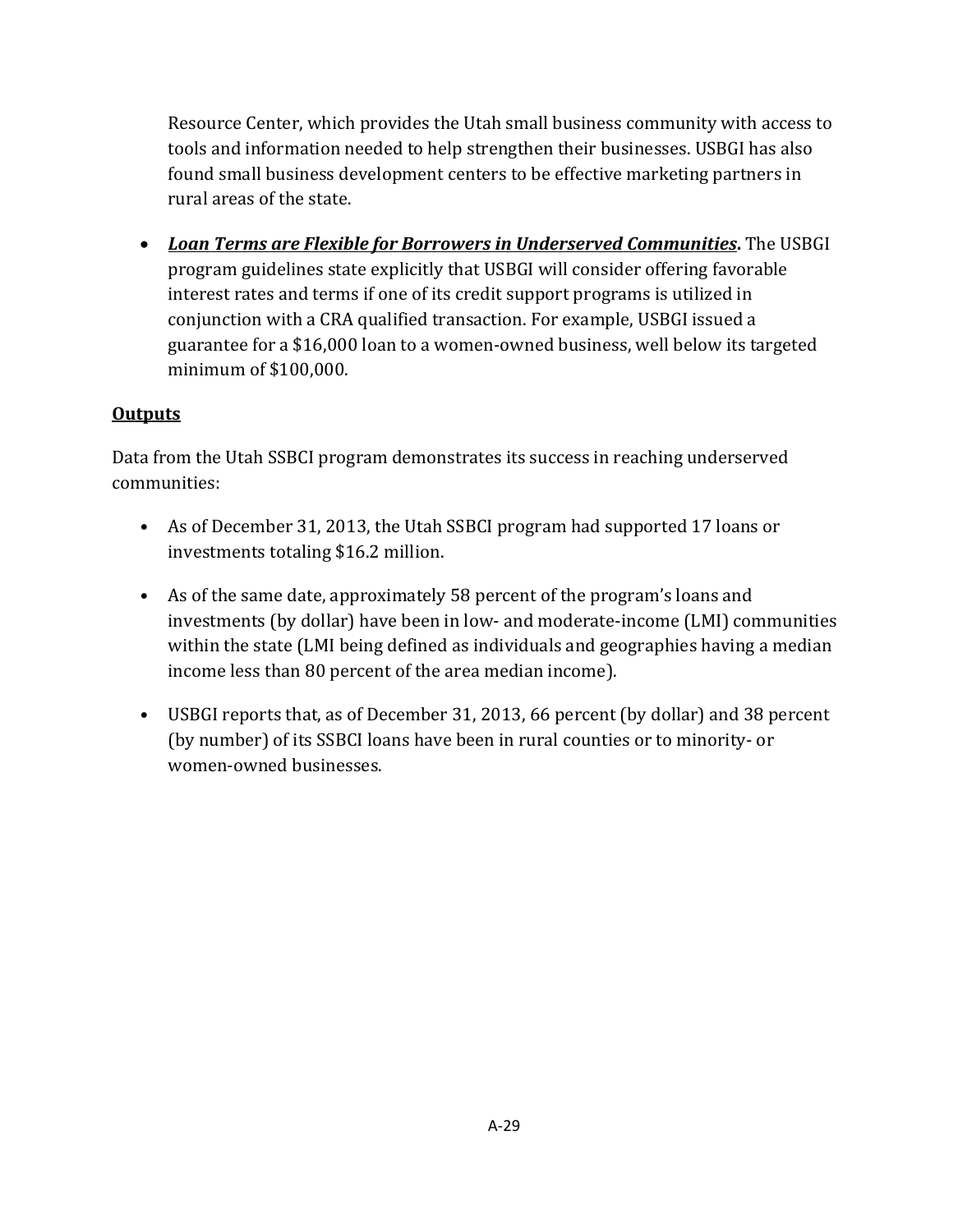Resource Center, which provides the Utah small business community with access to tools and information needed to help strengthen their businesses. USBGI has also found small business development centers to be effective marketing partners in rural areas of the state.

- ***Loan Terms are Flexible for Borrowers in Underserved Communities*.** The USBGI program guidelines state explicitly that USBGI will consider offering favorable interest rates and terms if one of its credit support programs is utilized in conjunction with a CRA qualified transaction. For example, USBGI issued a guarantee for a $16,000 loan to a women-owned business, well below its targeted minimum of $100,000.

**Outputs**

Data from the Utah SSBCI program demonstrates its success in reaching underserved communities:

- As of December 31, 2013, the Utah SSBCI program had supported 17 loans or investments totaling $16.2 million.

- As of the same date, approximately 58 percent of the program's loans and investments (by dollar) have been in low- and moderate-income (LMI) communities within the state (LMI being defined as individuals and geographies having a median income less than 80 percent of the area median income).

- USBGI reports that, as of December 31, 2013, 66 percent (by dollar) and 38 percent (by number) of its SSBCI loans have been in rural counties or to minority- or women-owned businesses.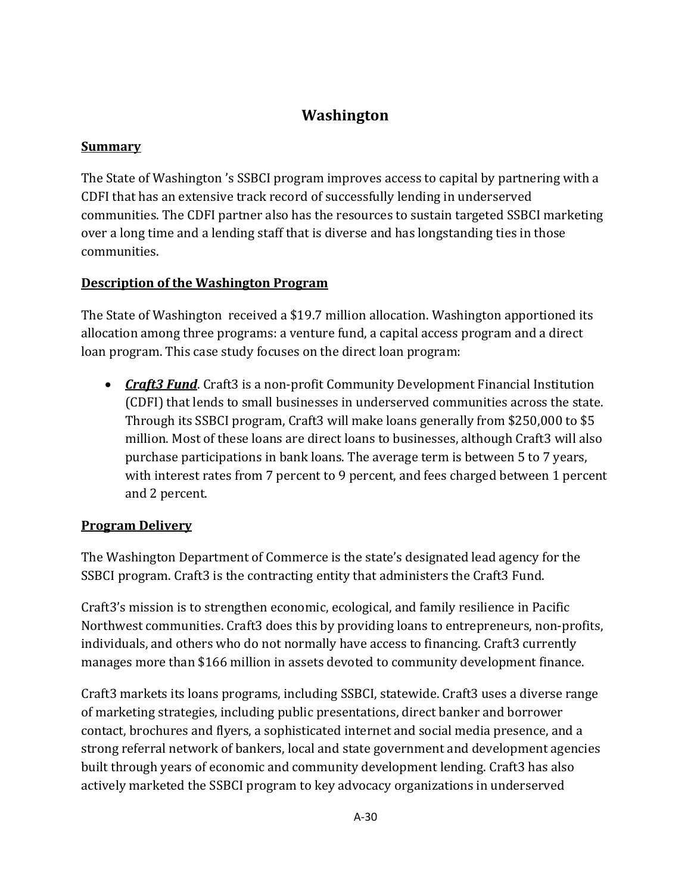# Washington

## Summary

The State of Washington 's SSBCI program improves access to capital by partnering with a CDFI that has an extensive track record of successfully lending in underserved communities. The CDFI partner also has the resources to sustain targeted SSBCI marketing over a long time and a lending staff that is diverse and has longstanding ties in those communities.

## Description of the Washington Program

The State of Washington received a $19.7 million allocation. Washington apportioned its allocation among three programs: a venture fund, a capital access program and a direct loan program. This case study focuses on the direct loan program:

- ***Craft3 Fund***. Craft3 is a non-profit Community Development Financial Institution (CDFI) that lends to small businesses in underserved communities across the state. Through its SSBCI program, Craft3 will make loans generally from $250,000 to $5 million. Most of these loans are direct loans to businesses, although Craft3 will also purchase participations in bank loans. The average term is between 5 to 7 years, with interest rates from 7 percent to 9 percent, and fees charged between 1 percent and 2 percent.

## Program Delivery

The Washington Department of Commerce is the state's designated lead agency for the SSBCI program. Craft3 is the contracting entity that administers the Craft3 Fund.

Craft3's mission is to strengthen economic, ecological, and family resilience in Pacific Northwest communities. Craft3 does this by providing loans to entrepreneurs, non-profits, individuals, and others who do not normally have access to financing. Craft3 currently manages more than $166 million in assets devoted to community development finance.

Craft3 markets its loans programs, including SSBCI, statewide. Craft3 uses a diverse range of marketing strategies, including public presentations, direct banker and borrower contact, brochures and flyers, a sophisticated internet and social media presence, and a strong referral network of bankers, local and state government and development agencies built through years of economic and community development lending. Craft3 has also actively marketed the SSBCI program to key advocacy organizations in underserved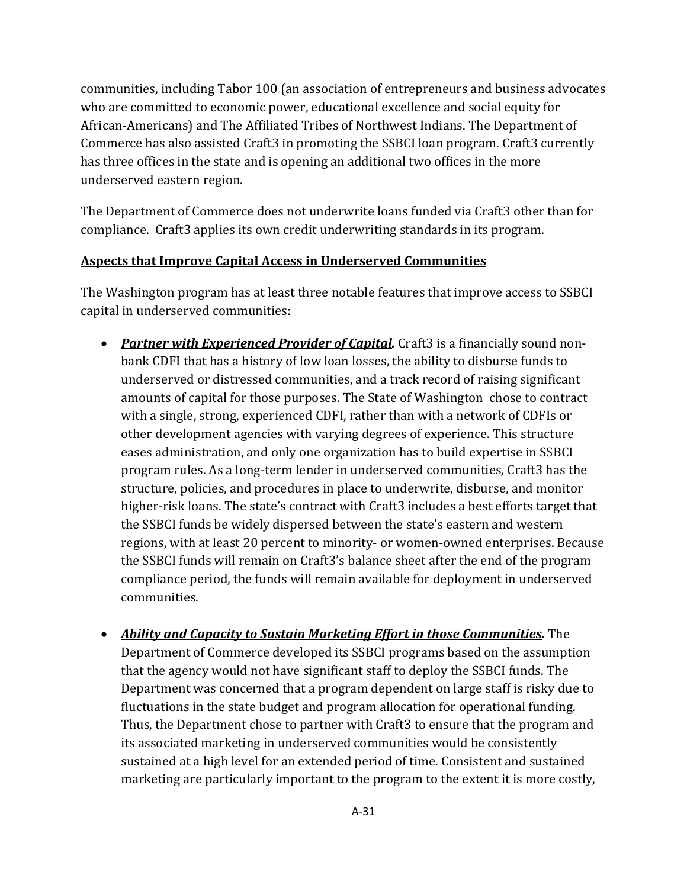communities, including Tabor 100 (an association of entrepreneurs and business advocates who are committed to economic power, educational excellence and social equity for African-Americans) and The Affiliated Tribes of Northwest Indians. The Department of Commerce has also assisted Craft3 in promoting the SSBCI loan program. Craft3 currently has three offices in the state and is opening an additional two offices in the more underserved eastern region.

The Department of Commerce does not underwrite loans funded via Craft3 other than for compliance. Craft3 applies its own credit underwriting standards in its program.

**Aspects that Improve Capital Access in Underserved Communities**

The Washington program has at least three notable features that improve access to SSBCI capital in underserved communities:

- ***Partner with Experienced Provider of Capital.*** Craft3 is a financially sound non-bank CDFI that has a history of low loan losses, the ability to disburse funds to underserved or distressed communities, and a track record of raising significant amounts of capital for those purposes. The State of Washington chose to contract with a single, strong, experienced CDFI, rather than with a network of CDFIs or other development agencies with varying degrees of experience. This structure eases administration, and only one organization has to build expertise in SSBCI program rules. As a long-term lender in underserved communities, Craft3 has the structure, policies, and procedures in place to underwrite, disburse, and monitor higher-risk loans. The state's contract with Craft3 includes a best efforts target that the SSBCI funds be widely dispersed between the state's eastern and western regions, with at least 20 percent to minority- or women-owned enterprises. Because the SSBCI funds will remain on Craft3's balance sheet after the end of the program compliance period, the funds will remain available for deployment in underserved communities.

- ***Ability and Capacity to Sustain Marketing Effort in those Communities.*** The Department of Commerce developed its SSBCI programs based on the assumption that the agency would not have significant staff to deploy the SSBCI funds. The Department was concerned that a program dependent on large staff is risky due to fluctuations in the state budget and program allocation for operational funding. Thus, the Department chose to partner with Craft3 to ensure that the program and its associated marketing in underserved communities would be consistently sustained at a high level for an extended period of time. Consistent and sustained marketing are particularly important to the program to the extent it is more costly,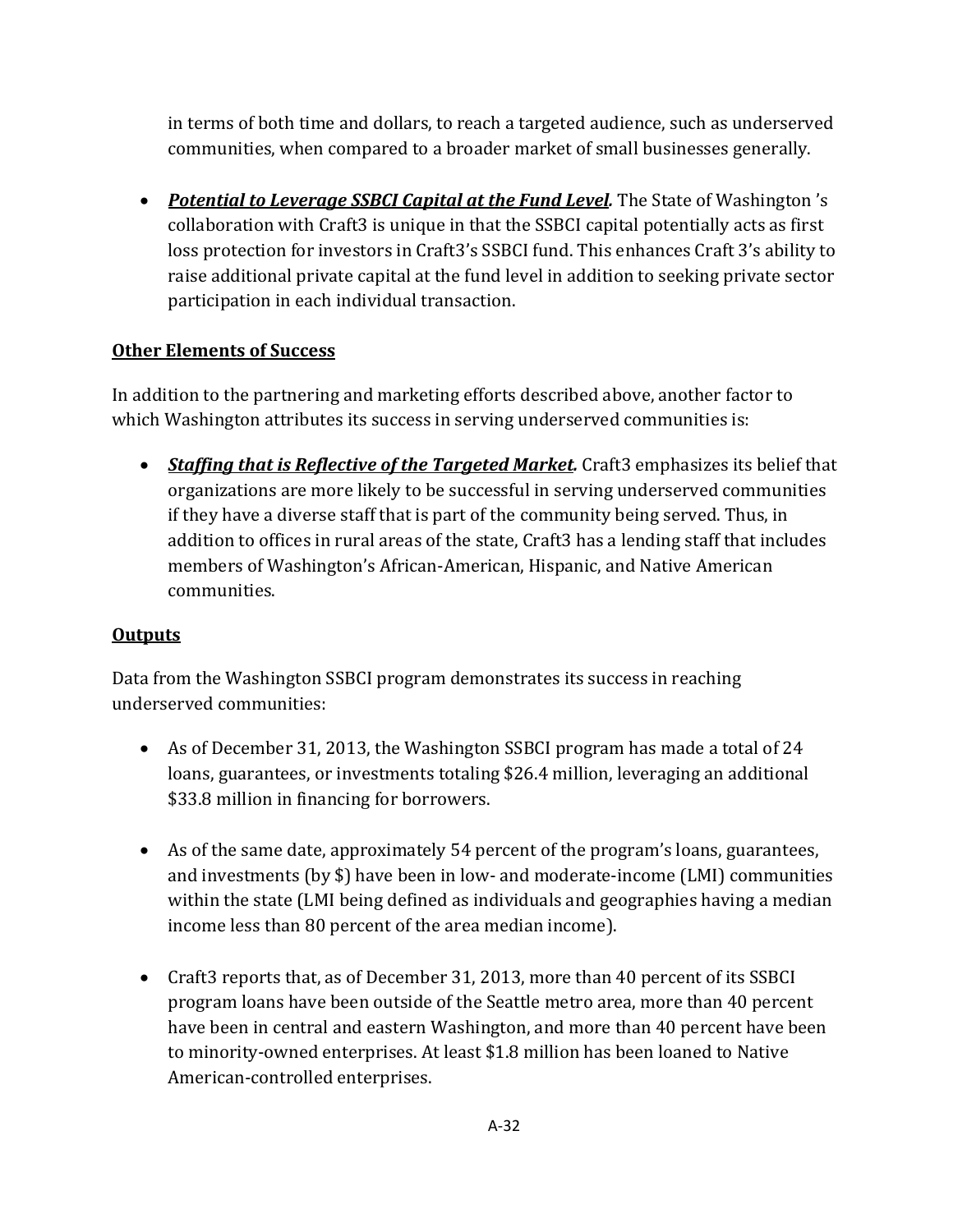in terms of both time and dollars, to reach a targeted audience, such as underserved communities, when compared to a broader market of small businesses generally.

- ***Potential to Leverage SSBCI Capital at the Fund Level.*** The State of Washington 's collaboration with Craft3 is unique in that the SSBCI capital potentially acts as first loss protection for investors in Craft3's SSBCI fund. This enhances Craft 3's ability to raise additional private capital at the fund level in addition to seeking private sector participation in each individual transaction.

**Other Elements of Success**

In addition to the partnering and marketing efforts described above, another factor to which Washington attributes its success in serving underserved communities is:

- ***Staffing that is Reflective of the Targeted Market.*** Craft3 emphasizes its belief that organizations are more likely to be successful in serving underserved communities if they have a diverse staff that is part of the community being served. Thus, in addition to offices in rural areas of the state, Craft3 has a lending staff that includes members of Washington's African-American, Hispanic, and Native American communities.

**Outputs**

Data from the Washington SSBCI program demonstrates its success in reaching underserved communities:

- As of December 31, 2013, the Washington SSBCI program has made a total of 24 loans, guarantees, or investments totaling $26.4 million, leveraging an additional $33.8 million in financing for borrowers.

- As of the same date, approximately 54 percent of the program's loans, guarantees, and investments (by $) have been in low- and moderate-income (LMI) communities within the state (LMI being defined as individuals and geographies having a median income less than 80 percent of the area median income).

- Craft3 reports that, as of December 31, 2013, more than 40 percent of its SSBCI program loans have been outside of the Seattle metro area, more than 40 percent have been in central and eastern Washington, and more than 40 percent have been to minority-owned enterprises. At least $1.8 million has been loaned to Native American-controlled enterprises.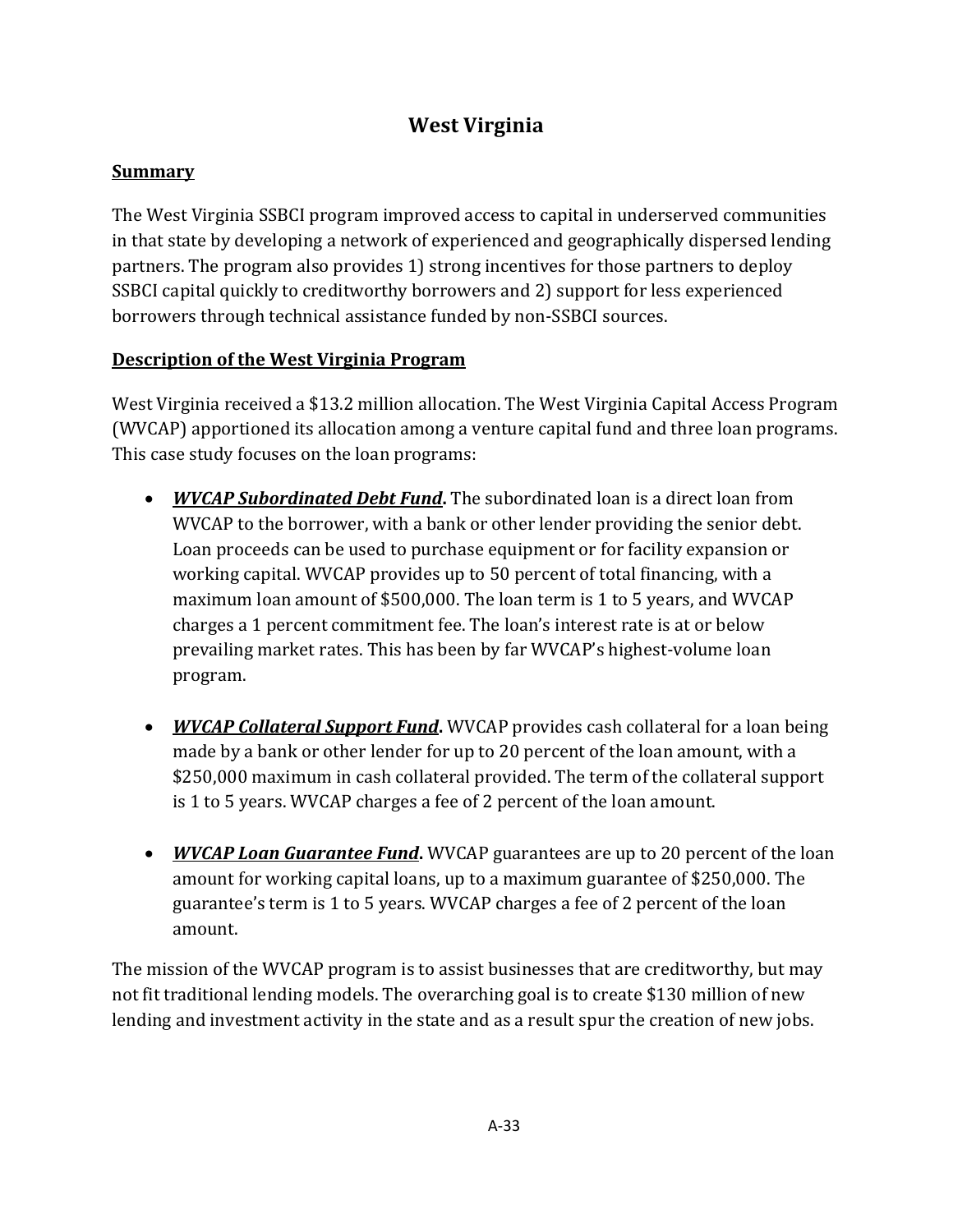# West Virginia

## Summary

The West Virginia SSBCI program improved access to capital in underserved communities in that state by developing a network of experienced and geographically dispersed lending partners. The program also provides 1) strong incentives for those partners to deploy SSBCI capital quickly to creditworthy borrowers and 2) support for less experienced borrowers through technical assistance funded by non-SSBCI sources.

## Description of the West Virginia Program

West Virginia received a $13.2 million allocation. The West Virginia Capital Access Program (WVCAP) apportioned its allocation among a venture capital fund and three loan programs. This case study focuses on the loan programs:

- ***WVCAP Subordinated Debt Fund*****.** The subordinated loan is a direct loan from WVCAP to the borrower, with a bank or other lender providing the senior debt. Loan proceeds can be used to purchase equipment or for facility expansion or working capital. WVCAP provides up to 50 percent of total financing, with a maximum loan amount of $500,000. The loan term is 1 to 5 years, and WVCAP charges a 1 percent commitment fee. The loan's interest rate is at or below prevailing market rates. This has been by far WVCAP's highest-volume loan program.

- ***WVCAP Collateral Support Fund*****.** WVCAP provides cash collateral for a loan being made by a bank or other lender for up to 20 percent of the loan amount, with a $250,000 maximum in cash collateral provided. The term of the collateral support is 1 to 5 years. WVCAP charges a fee of 2 percent of the loan amount.

- ***WVCAP Loan Guarantee Fund*****.** WVCAP guarantees are up to 20 percent of the loan amount for working capital loans, up to a maximum guarantee of $250,000. The guarantee's term is 1 to 5 years. WVCAP charges a fee of 2 percent of the loan amount.

The mission of the WVCAP program is to assist businesses that are creditworthy, but may not fit traditional lending models. The overarching goal is to create $130 million of new lending and investment activity in the state and as a result spur the creation of new jobs.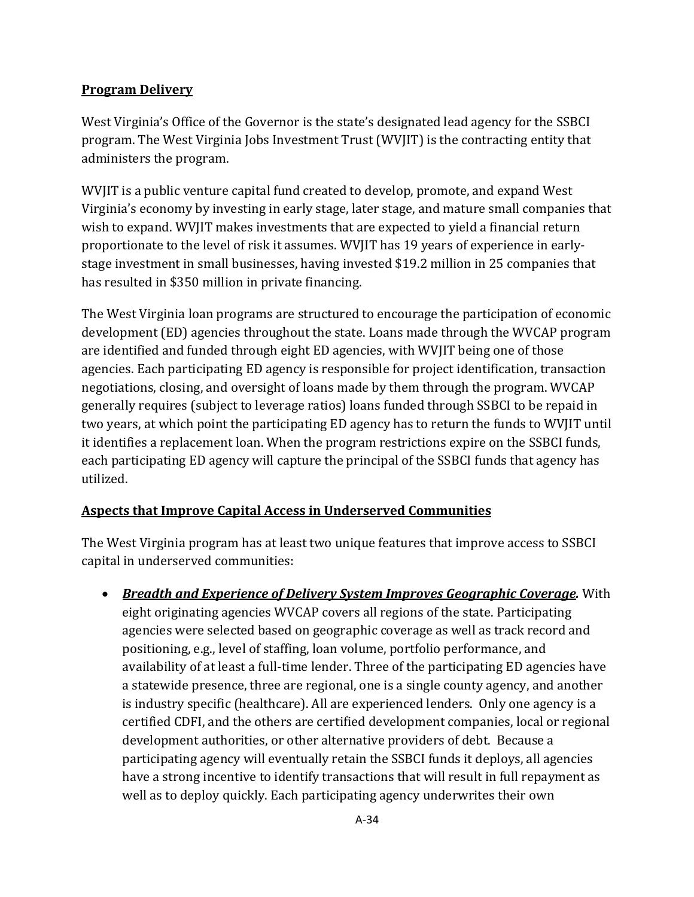**Program Delivery**

West Virginia's Office of the Governor is the state's designated lead agency for the SSBCI program. The West Virginia Jobs Investment Trust (WVJIT) is the contracting entity that administers the program.

WVJIT is a public venture capital fund created to develop, promote, and expand West Virginia's economy by investing in early stage, later stage, and mature small companies that wish to expand. WVJIT makes investments that are expected to yield a financial return proportionate to the level of risk it assumes. WVJIT has 19 years of experience in early-stage investment in small businesses, having invested $19.2 million in 25 companies that has resulted in $350 million in private financing.

The West Virginia loan programs are structured to encourage the participation of economic development (ED) agencies throughout the state. Loans made through the WVCAP program are identified and funded through eight ED agencies, with WVJIT being one of those agencies. Each participating ED agency is responsible for project identification, transaction negotiations, closing, and oversight of loans made by them through the program. WVCAP generally requires (subject to leverage ratios) loans funded through SSBCI to be repaid in two years, at which point the participating ED agency has to return the funds to WVJIT until it identifies a replacement loan. When the program restrictions expire on the SSBCI funds, each participating ED agency will capture the principal of the SSBCI funds that agency has utilized.

**Aspects that Improve Capital Access in Underserved Communities**

The West Virginia program has at least two unique features that improve access to SSBCI capital in underserved communities:

- ***Breadth and Experience of Delivery System Improves Geographic Coverage.*** With eight originating agencies WVCAP covers all regions of the state. Participating agencies were selected based on geographic coverage as well as track record and positioning, e.g., level of staffing, loan volume, portfolio performance, and availability of at least a full-time lender. Three of the participating ED agencies have a statewide presence, three are regional, one is a single county agency, and another is industry specific (healthcare). All are experienced lenders. Only one agency is a certified CDFI, and the others are certified development companies, local or regional development authorities, or other alternative providers of debt. Because a participating agency will eventually retain the SSBCI funds it deploys, all agencies have a strong incentive to identify transactions that will result in full repayment as well as to deploy quickly. Each participating agency underwrites their own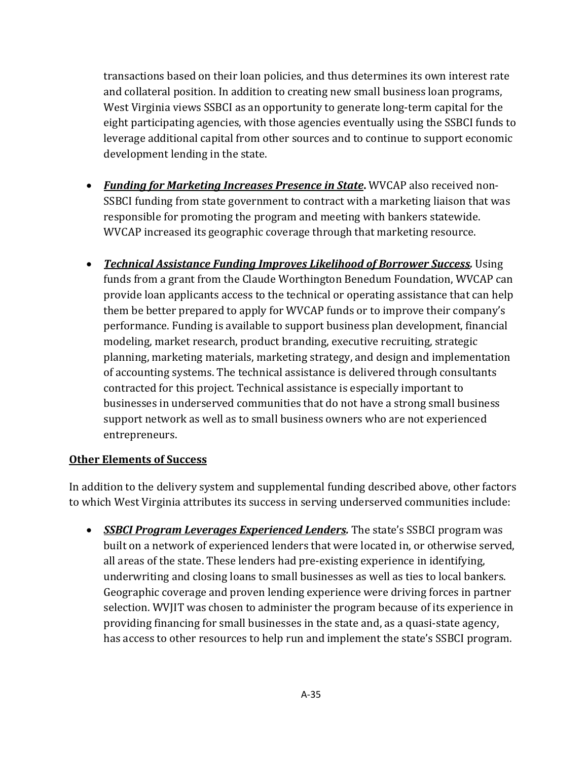transactions based on their loan policies, and thus determines its own interest rate and collateral position. In addition to creating new small business loan programs, West Virginia views SSBCI as an opportunity to generate long-term capital for the eight participating agencies, with those agencies eventually using the SSBCI funds to leverage additional capital from other sources and to continue to support economic development lending in the state.

- ***Funding for Marketing Increases Presence in State*.** WVCAP also received non-SSBCI funding from state government to contract with a marketing liaison that was responsible for promoting the program and meeting with bankers statewide. WVCAP increased its geographic coverage through that marketing resource.

- ***Technical Assistance Funding Improves Likelihood of Borrower Success.*** Using funds from a grant from the Claude Worthington Benedum Foundation, WVCAP can provide loan applicants access to the technical or operating assistance that can help them be better prepared to apply for WVCAP funds or to improve their company's performance. Funding is available to support business plan development, financial modeling, market research, product branding, executive recruiting, strategic planning, marketing materials, marketing strategy, and design and implementation of accounting systems. The technical assistance is delivered through consultants contracted for this project. Technical assistance is especially important to businesses in underserved communities that do not have a strong small business support network as well as to small business owners who are not experienced entrepreneurs.

**Other Elements of Success**

In addition to the delivery system and supplemental funding described above, other factors to which West Virginia attributes its success in serving underserved communities include:

- ***SSBCI Program Leverages Experienced Lenders.*** The state's SSBCI program was built on a network of experienced lenders that were located in, or otherwise served, all areas of the state. These lenders had pre-existing experience in identifying, underwriting and closing loans to small businesses as well as ties to local bankers. Geographic coverage and proven lending experience were driving forces in partner selection. WVJIT was chosen to administer the program because of its experience in providing financing for small businesses in the state and, as a quasi-state agency, has access to other resources to help run and implement the state's SSBCI program.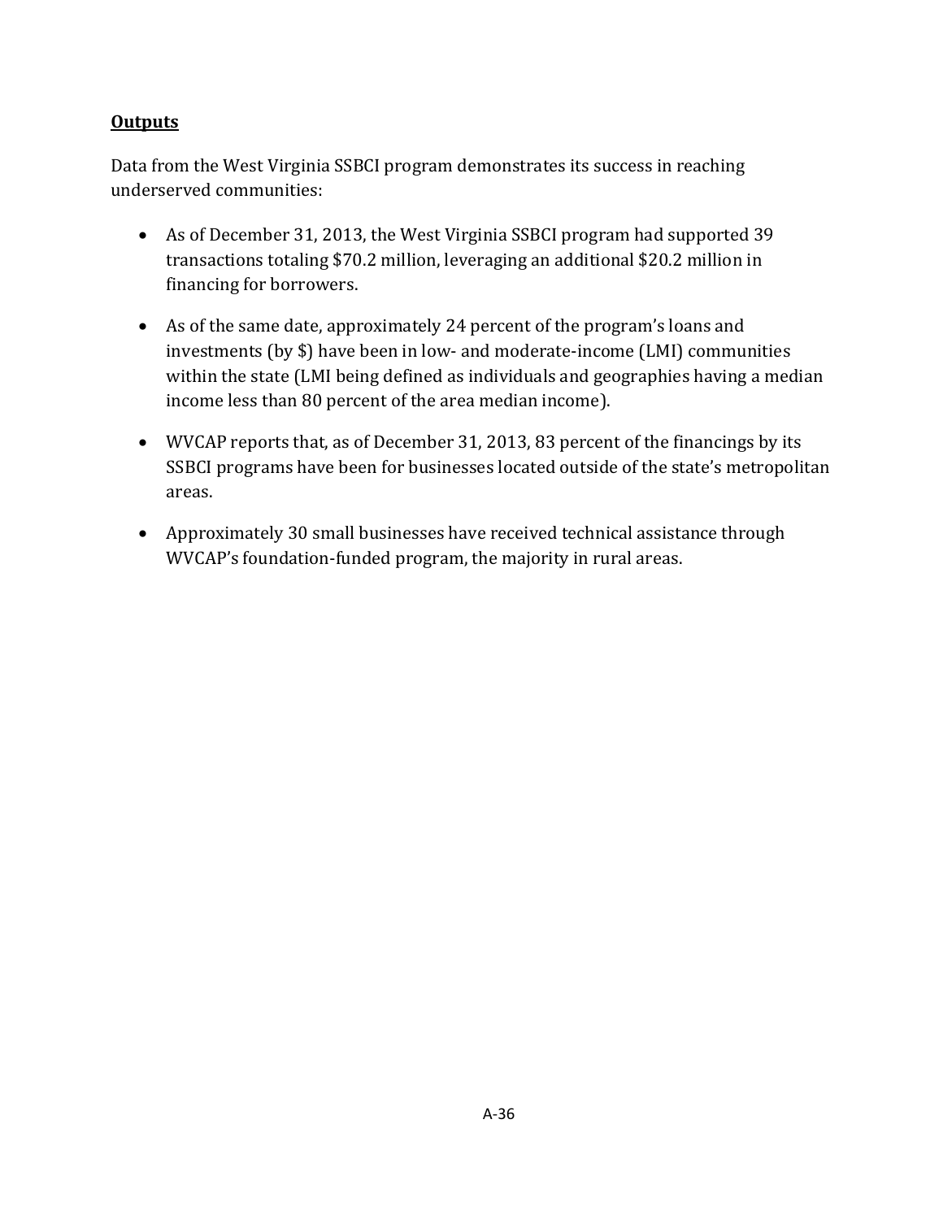**Outputs**

Data from the West Virginia SSBCI program demonstrates its success in reaching underserved communities:

- As of December 31, 2013, the West Virginia SSBCI program had supported 39 transactions totaling $70.2 million, leveraging an additional $20.2 million in financing for borrowers.

- As of the same date, approximately 24 percent of the program's loans and investments (by $) have been in low- and moderate-income (LMI) communities within the state (LMI being defined as individuals and geographies having a median income less than 80 percent of the area median income).

- WVCAP reports that, as of December 31, 2013, 83 percent of the financings by its SSBCI programs have been for businesses located outside of the state's metropolitan areas.

- Approximately 30 small businesses have received technical assistance through WVCAP's foundation-funded program, the majority in rural areas.